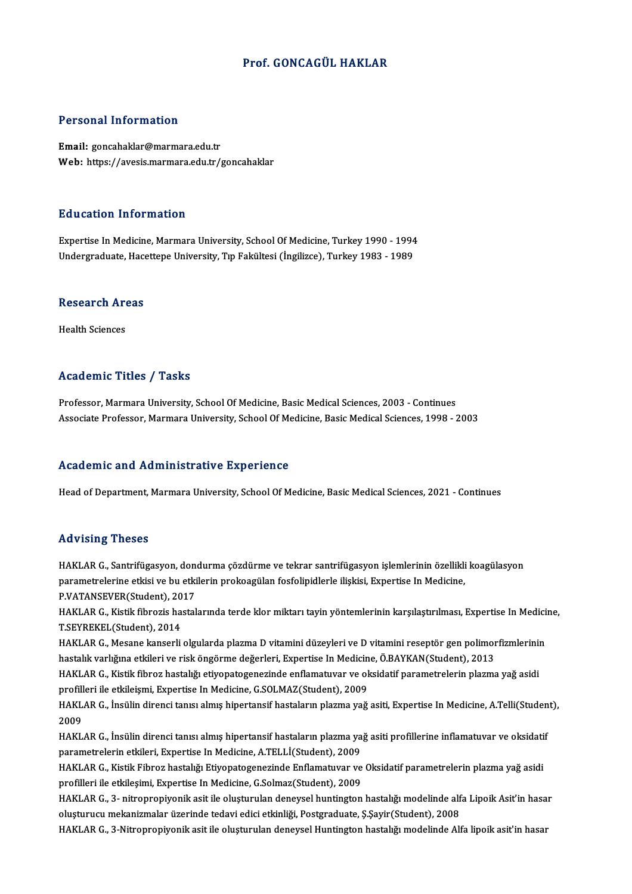# Prof. GONCAGÜL HAKLAR

## Personal Information

**Email:** goncahaklar@marmara.edu.tr
**Web:** https://avesis.marmara.edu.tr/goncahaklar

## Education Information

Expertise In Medicine, Marmara University, School Of Medicine, Turkey 1990 - 1994
Undergraduate, Hacettepe University, Tıp Fakültesi (İngilizce), Turkey 1983 - 1989

## Research Areas

Health Sciences

## Academic Titles / Tasks

Professor, Marmara University, School Of Medicine, Basic Medical Sciences, 2003 - Continues
Associate Professor, Marmara University, School Of Medicine, Basic Medical Sciences, 1998 - 2003

## Academic and Administrative Experience

Head of Department, Marmara University, School Of Medicine, Basic Medical Sciences, 2021 - Continues

## Advising Theses

HAKLAR G., Santrifügasyon, dondurma çözdürme ve tekrar santrifügasyon işlemlerinin özellikli koagülasyon parametrelerine etkisi ve bu etkilerin prokoagülan fosfolipidlerle ilişkisi, Expertise In Medicine, P.VATANSEVER(Student), 2017

HAKLAR G., Kistik fibrozis hastalarında terde klor miktarı tayin yöntemlerinin karşılaştırılması, Expertise In Medicine, T.SEYREKEL(Student), 2014

HAKLAR G., Mesane kanserli olgularda plazma D vitamini düzeyleri ve D vitamini reseptör gen polimorfizmlerinin hastalık varlığına etkileri ve risk öngörme değerleri, Expertise In Medicine, Ö.BAYKAN(Student), 2013

HAKLAR G., Kistik fibroz hastalığı etiyopatogenezinde enflamatuvar ve oksidatif parametrelerin plazma yağ asidi profilleri ile etkileşmi, Expertise In Medicine, G.SOLMAZ(Student), 2009

HAKLAR G., İnsülin direnci tanısı almış hipertansif hastaların plazma yağ asiti, Expertise In Medicine, A.Telli(Student), 2009

HAKLAR G., İnsülin direnci tanısı almış hipertansif hastaların plazma yağ asiti profillerine inflamatuvar ve oksidatif parametrelerin etkileri, Expertise In Medicine, A.TELLİ(Student), 2009

HAKLAR G., Kistik Fibroz hastalığı Etiyopatogenezinde Enflamatuvar ve Oksidatif parametrelerin plazma yağ asidi profilleri ile etkileşimi, Expertise In Medicine, G.Solmaz(Student), 2009

HAKLAR G., 3- nitropropiyonik asit ile oluşturulan deneysel huntington hastalığı modelinde alfa Lipoik Asit'in hasar oluşturucu mekanizmalar üzerinde tedavi edici etkinliği, Postgraduate, Ş.Şayir(Student), 2008

HAKLAR G., 3-Nitropropiyonik asit ile oluşturulan deneysel Huntington hastalığı modelinde Alfa lipoik asit'in hasar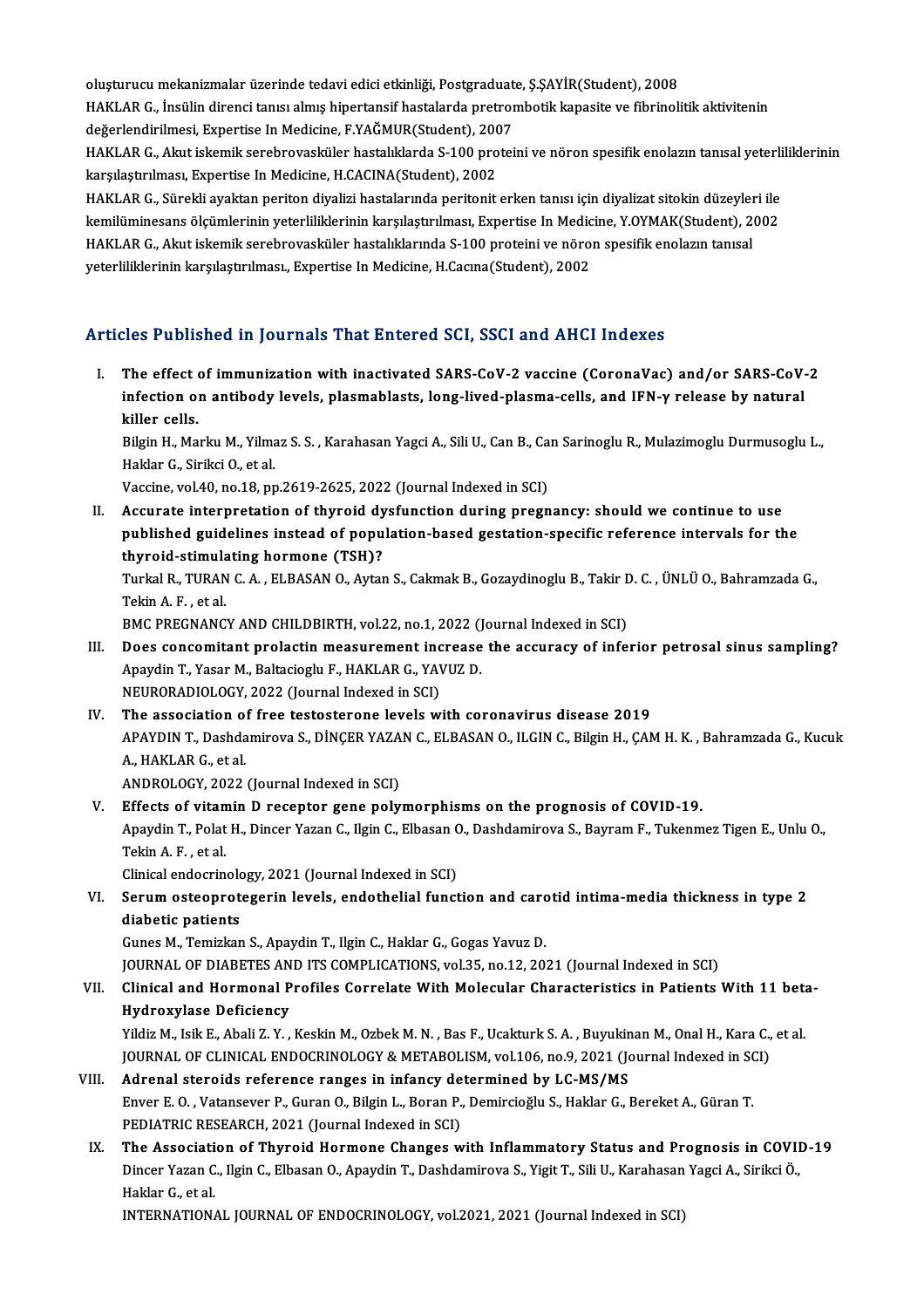oluşturucu mekanizmalar üzerinde tedavi edici etkinliği, Postgraduate, Ş.ŞAYİR(Student), 2008

HAKLAR G., İnsülin direnci tanısı almış hipertansif hastalarda pretrombotik kapasite ve fibrinolitik aktivitenin değerlendirilmesi, Expertise In Medicine, F.YAĞMUR(Student), 2007

HAKLAR G., Akut iskemik serebrovasküler hastalıklarda S-100 proteini ve nöron spesifik enolazın tanısal yeterliliklerinin karşılaştırılması, Expertise In Medicine, H.CACINA(Student), 2002

HAKLAR G., Sürekli ayaktan periton diyalizi hastalarında peritonit erken tanısı için diyalizat sitokin düzeyleri ile kemilüminesans ölçümlerinin yeterliliklerinin karşılaştırılması, Expertise In Medicine, Y.OYMAK(Student), 2002

HAKLAR G., Akut iskemik serebrovasküler hastalıklarında S-100 proteini ve nöron spesifik enolazın tanısal yeterliliklerinin karşılaştırılması., Expertise In Medicine, H.Cacına(Student), 2002

## Articles Published in Journals That Entered SCI, SSCI and AHCI Indexes

I. **The effect of immunization with inactivated SARS-CoV-2 vaccine (CoronaVac) and/or SARS-CoV-2 infection on antibody levels, plasmablasts, long-lived-plasma-cells, and IFN-γ release by natural killer cells.**
   Bilgin H., Marku M., Yilmaz S. S. , Karahasan Yagci A., Sili U., Can B., Can Sarinoglu R., Mulazimoglu Durmusoglu L., Haklar G., Sirikci O., et al.
   Vaccine, vol.40, no.18, pp.2619-2625, 2022 (Journal Indexed in SCI)

II. **Accurate interpretation of thyroid dysfunction during pregnancy: should we continue to use published guidelines instead of population-based gestation-specific reference intervals for the thyroid-stimulating hormone (TSH)?**
   Turkal R., TURAN C. A. , ELBASAN O., Aytan S., Cakmak B., Gozaydinoglu B., Takir D. C. , ÜNLÜ O., Bahramzada G., Tekin A. F. , et al.
   BMC PREGNANCY AND CHILDBIRTH, vol.22, no.1, 2022 (Journal Indexed in SCI)

III. **Does concomitant prolactin measurement increase the accuracy of inferior petrosal sinus sampling?**
   Apaydin T., Yasar M., Baltacioglu F., HAKLAR G., YAVUZ D.
   NEURORADIOLOGY, 2022 (Journal Indexed in SCI)

IV. **The association of free testosterone levels with coronavirus disease 2019**
   APAYDIN T., Dashdamirova S., DİNÇER YAZAN C., ELBASAN O., ILGIN C., Bilgin H., ÇAM H. K. , Bahramzada G., Kucuk A., HAKLAR G., et al.
   ANDROLOGY, 2022 (Journal Indexed in SCI)

V. **Effects of vitamin D receptor gene polymorphisms on the prognosis of COVID-19.**
   Apaydin T., Polat H., Dincer Yazan C., Ilgin C., Elbasan O., Dashdamirova S., Bayram F., Tukenmez Tigen E., Unlu O., Tekin A. F. , et al.
   Clinical endocrinology, 2021 (Journal Indexed in SCI)

VI. **Serum osteoprotegerin levels, endothelial function and carotid intima-media thickness in type 2 diabetic patients**
   Gunes M., Temizkan S., Apaydin T., Ilgin C., Haklar G., Gogas Yavuz D.
   JOURNAL OF DIABETES AND ITS COMPLICATIONS, vol.35, no.12, 2021 (Journal Indexed in SCI)

VII. **Clinical and Hormonal Profiles Correlate With Molecular Characteristics in Patients With 11 beta-Hydroxylase Deficiency**
   Yildiz M., Isik E., Abali Z. Y. , Keskin M., Ozbek M. N. , Bas F., Ucakturk S. A. , Buyukinan M., Onal H., Kara C., et al.
   JOURNAL OF CLINICAL ENDOCRINOLOGY & METABOLISM, vol.106, no.9, 2021 (Journal Indexed in SCI)

VIII. **Adrenal steroids reference ranges in infancy determined by LC-MS/MS**
   Enver E. O. , Vatansever P., Guran O., Bilgin L., Boran P., Demircioğlu S., Haklar G., Bereket A., Güran T.
   PEDIATRIC RESEARCH, 2021 (Journal Indexed in SCI)

IX. **The Association of Thyroid Hormone Changes with Inflammatory Status and Prognosis in COVID-19**
   Dincer Yazan C., Ilgin C., Elbasan O., Apaydin T., Dashdamirova S., Yigit T., Sili U., Karahasan Yagci A., Sirikci Ö., Haklar G., et al.
   INTERNATIONAL JOURNAL OF ENDOCRINOLOGY, vol.2021, 2021 (Journal Indexed in SCI)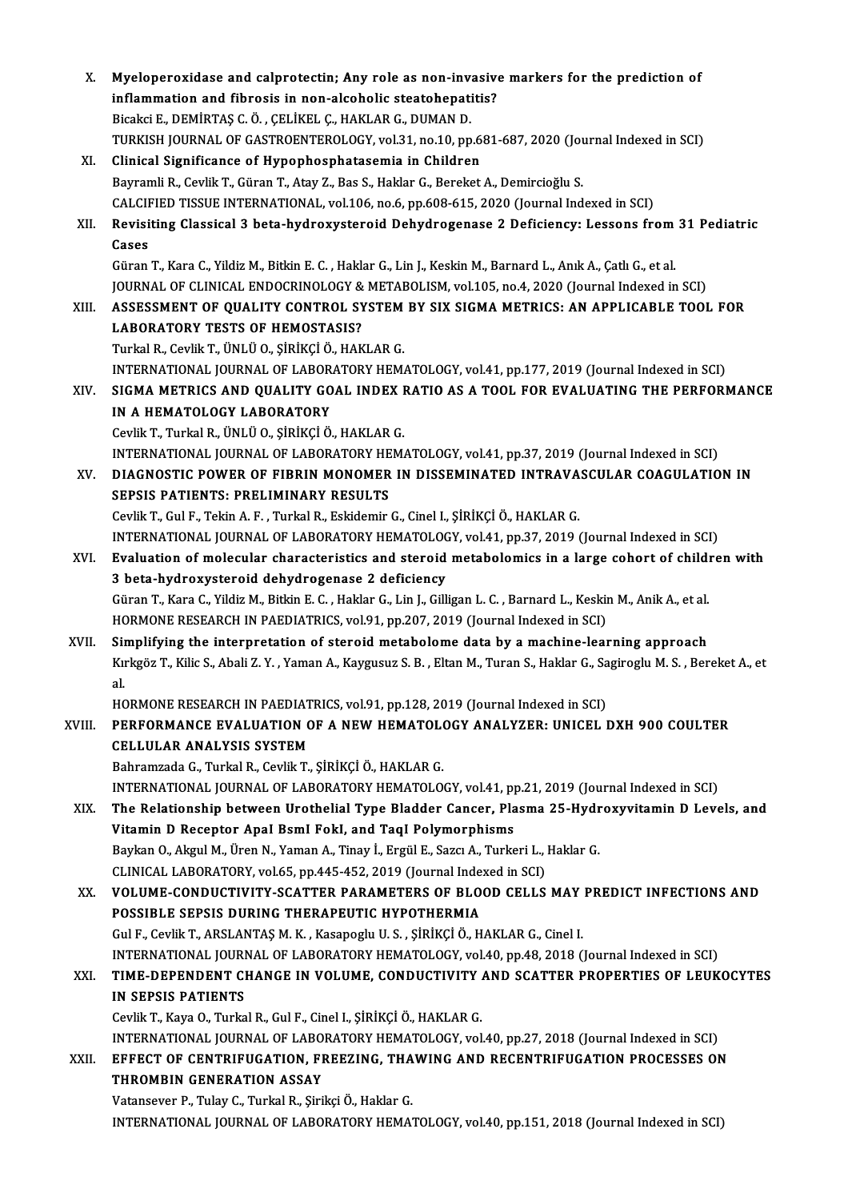X. **Myeloperoxidase and calprotectin; Any role as non-invasive markers for the prediction of inflammation and fibrosis in non-alcoholic steatohepatitis?**
Bicakci E., DEMİRTAŞ C. Ö. , ÇELİKEL Ç., HAKLAR G., DUMAN D.
TURKISH JOURNAL OF GASTROENTEROLOGY, vol.31, no.10, pp.681-687, 2020 (Journal Indexed in SCI)

XI. **Clinical Significance of Hypophosphatasemia in Children**
Bayramli R., Cevlik T., Güran T., Atay Z., Bas S., Haklar G., Bereket A., Demircioğlu S.
CALCIFIED TISSUE INTERNATIONAL, vol.106, no.6, pp.608-615, 2020 (Journal Indexed in SCI)

XII. **Revisiting Classical 3 beta-hydroxysteroid Dehydrogenase 2 Deficiency: Lessons from 31 Pediatric Cases**
Güran T., Kara C., Yildiz M., Bitkin E. C. , Haklar G., Lin J., Keskin M., Barnard L., Anık A., Çatlı G., et al.
JOURNAL OF CLINICAL ENDOCRINOLOGY & METABOLISM, vol.105, no.4, 2020 (Journal Indexed in SCI)

XIII. **ASSESSMENT OF QUALITY CONTROL SYSTEM BY SIX SIGMA METRICS: AN APPLICABLE TOOL FOR LABORATORY TESTS OF HEMOSTASIS?**
Turkal R., Cevlik T., ÜNLÜ O., ŞİRİKÇİ Ö., HAKLAR G.
INTERNATIONAL JOURNAL OF LABORATORY HEMATOLOGY, vol.41, pp.177, 2019 (Journal Indexed in SCI)

XIV. **SIGMA METRICS AND QUALITY GOAL INDEX RATIO AS A TOOL FOR EVALUATING THE PERFORMANCE IN A HEMATOLOGY LABORATORY**
Cevlik T., Turkal R., ÜNLÜ O., ŞİRİKÇİ Ö., HAKLAR G.
INTERNATIONAL JOURNAL OF LABORATORY HEMATOLOGY, vol.41, pp.37, 2019 (Journal Indexed in SCI)

XV. **DIAGNOSTIC POWER OF FIBRIN MONOMER IN DISSEMINATED INTRAVASCULAR COAGULATION IN SEPSIS PATIENTS: PRELIMINARY RESULTS**
Cevlik T., Gul F., Tekin A. F. , Turkal R., Eskidemir G., Cinel I., ŞİRİKÇİ Ö., HAKLAR G.
INTERNATIONAL JOURNAL OF LABORATORY HEMATOLOGY, vol.41, pp.37, 2019 (Journal Indexed in SCI)

XVI. **Evaluation of molecular characteristics and steroid metabolomics in a large cohort of children with 3 beta-hydroxysteroid dehydrogenase 2 deficiency**
Güran T., Kara C., Yildiz M., Bitkin E. C. , Haklar G., Lin J., Gilligan L. C. , Barnard L., Keskin M., Anik A., et al.
HORMONE RESEARCH IN PAEDIATRICS, vol.91, pp.207, 2019 (Journal Indexed in SCI)

XVII. **Simplifying the interpretation of steroid metabolome data by a machine-learning approach**
Kırkgöz T., Kilic S., Abali Z. Y. , Yaman A., Kaygusuz S. B. , Eltan M., Turan S., Haklar G., Sagiroglu M. S. , Bereket A., et al.
HORMONE RESEARCH IN PAEDIATRICS, vol.91, pp.128, 2019 (Journal Indexed in SCI)

XVIII. **PERFORMANCE EVALUATION OF A NEW HEMATOLOGY ANALYZER: UNICEL DXH 900 COULTER CELLULAR ANALYSIS SYSTEM**
Bahramzada G., Turkal R., Cevlik T., ŞİRİKÇİ Ö., HAKLAR G.
INTERNATIONAL JOURNAL OF LABORATORY HEMATOLOGY, vol.41, pp.21, 2019 (Journal Indexed in SCI)

XIX. **The Relationship between Urothelial Type Bladder Cancer, Plasma 25-Hydroxyvitamin D Levels, and Vitamin D Receptor ApaI BsmI FokI, and TaqI Polymorphisms**
Baykan O., Akgul M., Üren N., Yaman A., Tinay İ., Ergül E., Sazcı A., Turkeri L., Haklar G.
CLINICAL LABORATORY, vol.65, pp.445-452, 2019 (Journal Indexed in SCI)

XX. **VOLUME-CONDUCTIVITY-SCATTER PARAMETERS OF BLOOD CELLS MAY PREDICT INFECTIONS AND POSSIBLE SEPSIS DURING THERAPEUTIC HYPOTHERMIA**
Gul F., Cevlik T., ARSLANTAŞ M. K. , Kasapoglu U. S. , ŞİRİKÇİ Ö., HAKLAR G., Cinel I.
INTERNATIONAL JOURNAL OF LABORATORY HEMATOLOGY, vol.40, pp.48, 2018 (Journal Indexed in SCI)

XXI. **TIME-DEPENDENT CHANGE IN VOLUME, CONDUCTIVITY AND SCATTER PROPERTIES OF LEUKOCYTES IN SEPSIS PATIENTS**
Cevlik T., Kaya O., Turkal R., Gul F., Cinel I., ŞİRİKÇİ Ö., HAKLAR G.
INTERNATIONAL JOURNAL OF LABORATORY HEMATOLOGY, vol.40, pp.27, 2018 (Journal Indexed in SCI)

XXII. **EFFECT OF CENTRIFUGATION, FREEZING, THAWING AND RECENTRIFUGATION PROCESSES ON THROMBIN GENERATION ASSAY**
Vatansever P., Tulay C., Turkal R., Şirikçi Ö., Haklar G.
INTERNATIONAL JOURNAL OF LABORATORY HEMATOLOGY, vol.40, pp.151, 2018 (Journal Indexed in SCI)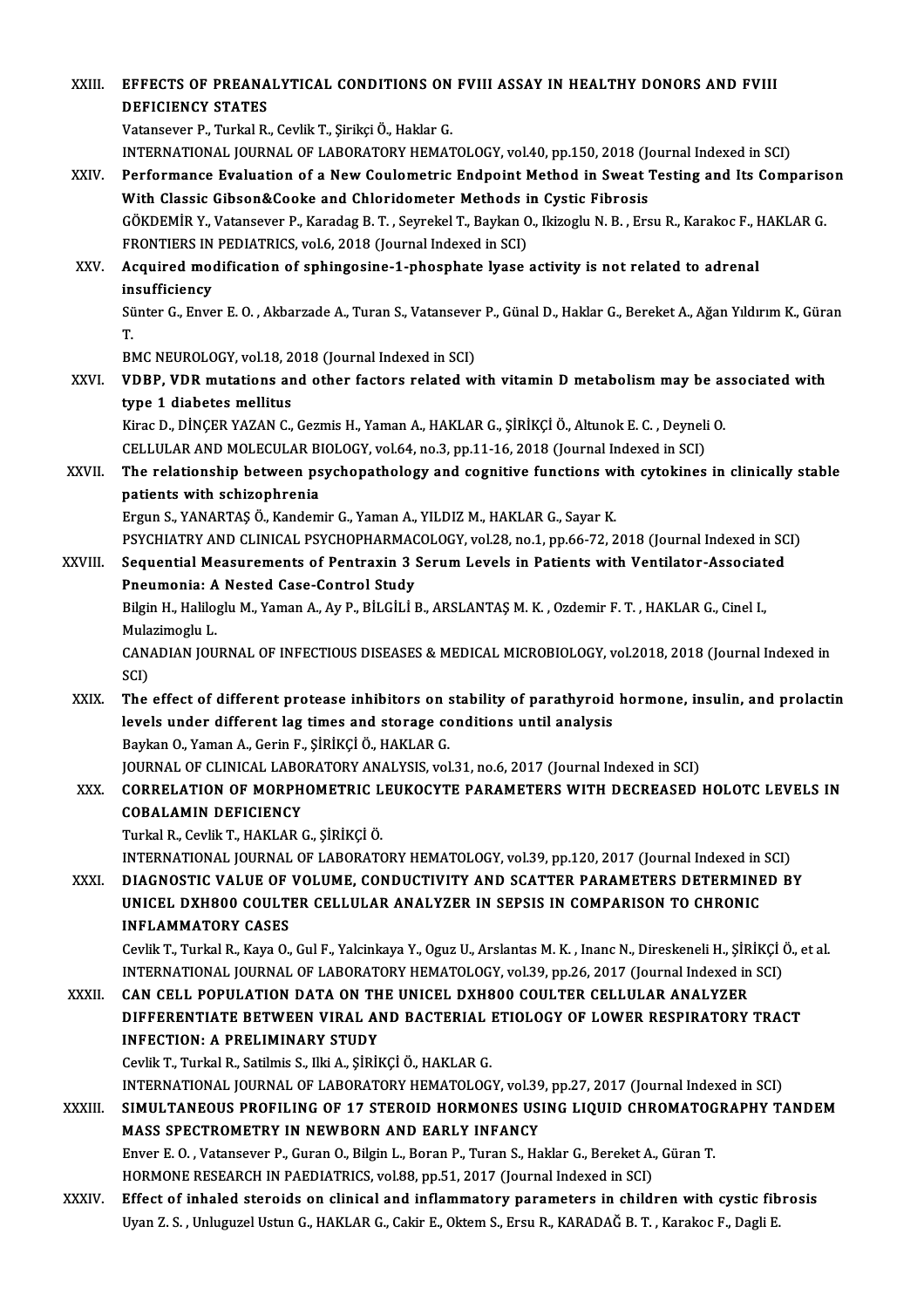XXIII. **EFFECTS OF PREANALYTICAL CONDITIONS ON FVIII ASSAY IN HEALTHY DONORS AND FVIII DEFICIENCY STATES**
Vatansever P., Turkal R., Cevlik T., Şirikçi Ö., Haklar G.
INTERNATIONAL JOURNAL OF LABORATORY HEMATOLOGY, vol.40, pp.150, 2018 (Journal Indexed in SCI)

XXIV. **Performance Evaluation of a New Coulometric Endpoint Method in Sweat Testing and Its Comparison With Classic Gibson&Cooke and Chloridometer Methods in Cystic Fibrosis**
GÖKDEMİR Y., Vatansever P., Karadag B. T. , Seyrekel T., Baykan O., Ikizoglu N. B. , Ersu R., Karakoc F., HAKLAR G.
FRONTIERS IN PEDIATRICS, vol.6, 2018 (Journal Indexed in SCI)

XXV. **Acquired modification of sphingosine-1-phosphate lyase activity is not related to adrenal insufficiency**
Sünter G., Enver E. O. , Akbarzade A., Turan S., Vatansever P., Günal D., Haklar G., Bereket A., Ağan Yıldırım K., Güran T.
BMC NEUROLOGY, vol.18, 2018 (Journal Indexed in SCI)

XXVI. **VDBP, VDR mutations and other factors related with vitamin D metabolism may be associated with type 1 diabetes mellitus**
Kirac D., DİNÇER YAZAN C., Gezmis H., Yaman A., HAKLAR G., ŞİRİKÇİ Ö., Altunok E. C. , Deyneli O.
CELLULAR AND MOLECULAR BIOLOGY, vol.64, no.3, pp.11-16, 2018 (Journal Indexed in SCI)

XXVII. **The relationship between psychopathology and cognitive functions with cytokines in clinically stable patients with schizophrenia**
Ergun S., YANARTAŞ Ö., Kandemir G., Yaman A., YILDIZ M., HAKLAR G., Sayar K.
PSYCHIATRY AND CLINICAL PSYCHOPHARMACOLOGY, vol.28, no.1, pp.66-72, 2018 (Journal Indexed in SCI)

XXVIII. **Sequential Measurements of Pentraxin 3 Serum Levels in Patients with Ventilator-Associated Pneumonia: A Nested Case-Control Study**
Bilgin H., Haliloglu M., Yaman A., Ay P., BİLGİLİ B., ARSLANTAŞ M. K. , Ozdemir F. T. , HAKLAR G., Cinel I., Mulazimoglu L.
CANADIAN JOURNAL OF INFECTIOUS DISEASES & MEDICAL MICROBIOLOGY, vol.2018, 2018 (Journal Indexed in SCI)

XXIX. **The effect of different protease inhibitors on stability of parathyroid hormone, insulin, and prolactin levels under different lag times and storage conditions until analysis**
Baykan O., Yaman A., Gerin F., ŞİRİKÇİ Ö., HAKLAR G.
JOURNAL OF CLINICAL LABORATORY ANALYSIS, vol.31, no.6, 2017 (Journal Indexed in SCI)

XXX. **CORRELATION OF MORPHOMETRIC LEUKOCYTE PARAMETERS WITH DECREASED HOLOTC LEVELS IN COBALAMIN DEFICIENCY**
Turkal R., Cevlik T., HAKLAR G., ŞİRİKÇİ Ö.
INTERNATIONAL JOURNAL OF LABORATORY HEMATOLOGY, vol.39, pp.120, 2017 (Journal Indexed in SCI)

XXXI. **DIAGNOSTIC VALUE OF VOLUME, CONDUCTIVITY AND SCATTER PARAMETERS DETERMINED BY UNICEL DXH800 COULTER CELLULAR ANALYZER IN SEPSIS IN COMPARISON TO CHRONIC INFLAMMATORY CASES**
Cevlik T., Turkal R., Kaya O., Gul F., Yalcinkaya Y., Oguz U., Arslantas M. K. , Inanc N., Direskeneli H., ŞİRİKÇİ Ö., et al.
INTERNATIONAL JOURNAL OF LABORATORY HEMATOLOGY, vol.39, pp.26, 2017 (Journal Indexed in SCI)

XXXII. **CAN CELL POPULATION DATA ON THE UNICEL DXH800 COULTER CELLULAR ANALYZER DIFFERENTIATE BETWEEN VIRAL AND BACTERIAL ETIOLOGY OF LOWER RESPIRATORY TRACT INFECTION: A PRELIMINARY STUDY**
Cevlik T., Turkal R., Satilmis S., Ilki A., ŞİRİKÇİ Ö., HAKLAR G.
INTERNATIONAL JOURNAL OF LABORATORY HEMATOLOGY, vol.39, pp.27, 2017 (Journal Indexed in SCI)

XXXIII. **SIMULTANEOUS PROFILING OF 17 STEROID HORMONES USING LIQUID CHROMATOGRAPHY TANDEM MASS SPECTROMETRY IN NEWBORN AND EARLY INFANCY**
Enver E. O. , Vatansever P., Guran O., Bilgin L., Boran P., Turan S., Haklar G., Bereket A., Güran T.
HORMONE RESEARCH IN PAEDIATRICS, vol.88, pp.51, 2017 (Journal Indexed in SCI)

XXXIV. **Effect of inhaled steroids on clinical and inflammatory parameters in children with cystic fibrosis**
Uyan Z. S. , Unluguzel Ustun G., HAKLAR G., Cakir E., Oktem S., Ersu R., KARADAĞ B. T. , Karakoc F., Dagli E.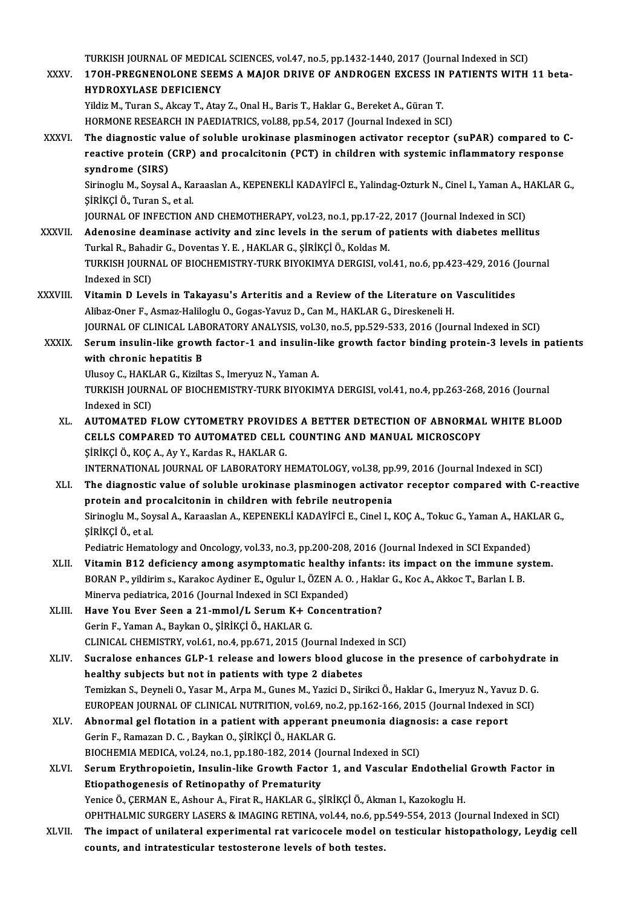TURKISH JOURNAL OF MEDICAL SCIENCES, vol.47, no.5, pp.1432-1440, 2017 (Journal Indexed in SCI)

XXXV. **17OH-PREGNENOLONE SEEMS A MAJOR DRIVE OF ANDROGEN EXCESS IN PATIENTS WITH 11 beta-HYDROXYLASE DEFICIENCY**
Yildiz M., Turan S., Akcay T., Atay Z., Onal H., Baris T., Haklar G., Bereket A., Güran T.
HORMONE RESEARCH IN PAEDIATRICS, vol.88, pp.54, 2017 (Journal Indexed in SCI)

XXXVI. **The diagnostic value of soluble urokinase plasminogen activator receptor (suPAR) compared to C-reactive protein (CRP) and procalcitonin (PCT) in children with systemic inflammatory response syndrome (SIRS)**
Sirinoglu M., Soysal A., Karaaslan A., KEPENEKLİ KADAYİFCİ E., Yalindag-Ozturk N., Cinel I., Yaman A., HAKLAR G., ŞİRİKÇİ Ö., Turan S., et al.
JOURNAL OF INFECTION AND CHEMOTHERAPY, vol.23, no.1, pp.17-22, 2017 (Journal Indexed in SCI)

XXXVII. **Adenosine deaminase activity and zinc levels in the serum of patients with diabetes mellitus**
Turkal R., Bahadir G., Doventas Y. E. , HAKLAR G., ŞİRİKÇİ Ö., Koldas M.
TURKISH JOURNAL OF BIOCHEMISTRY-TURK BIYOKIMYA DERGISI, vol.41, no.6, pp.423-429, 2016 (Journal Indexed in SCI)

XXXVIII. **Vitamin D Levels in Takayasu's Arteritis and a Review of the Literature on Vasculitides**
Alibaz-Oner F., Asmaz-Haliloglu O., Gogas-Yavuz D., Can M., HAKLAR G., Direskeneli H.
JOURNAL OF CLINICAL LABORATORY ANALYSIS, vol.30, no.5, pp.529-533, 2016 (Journal Indexed in SCI)

XXXIX. **Serum insulin-like growth factor-1 and insulin-like growth factor binding protein-3 levels in patients with chronic hepatitis B**
Ulusoy C., HAKLAR G., Kiziltas S., Imeryuz N., Yaman A.
TURKISH JOURNAL OF BIOCHEMISTRY-TURK BIYOKIMYA DERGISI, vol.41, no.4, pp.263-268, 2016 (Journal Indexed in SCI)

XL. **AUTOMATED FLOW CYTOMETRY PROVIDES A BETTER DETECTION OF ABNORMAL WHITE BLOOD CELLS COMPARED TO AUTOMATED CELL COUNTING AND MANUAL MICROSCOPY**
ŞİRİKÇİ Ö., KOÇ A., Ay Y., Kardas R., HAKLAR G.
INTERNATIONAL JOURNAL OF LABORATORY HEMATOLOGY, vol.38, pp.99, 2016 (Journal Indexed in SCI)

XLI. **The diagnostic value of soluble urokinase plasminogen activator receptor compared with C-reactive protein and procalcitonin in children with febrile neutropenia**
Sirinoglu M., Soysal A., Karaaslan A., KEPENEKLİ KADAYİFCİ E., Cinel I., KOÇ A., Tokuc G., Yaman A., HAKLAR G., ŞİRİKÇİ Ö., et al.
Pediatric Hematology and Oncology, vol.33, no.3, pp.200-208, 2016 (Journal Indexed in SCI Expanded)

XLII. **Vitamin B12 deficiency among asymptomatic healthy infants: its impact on the immune system.**
BORAN P., yildirim s., Karakoc Aydiner E., Ogulur I., ÖZEN A. O. , Haklar G., Koc A., Akkoc T., Barlan I. B.
Minerva pediatrica, 2016 (Journal Indexed in SCI Expanded)

XLIII. **Have You Ever Seen a 21-mmol/L Serum K+ Concentration?**
Gerin F., Yaman A., Baykan O., ŞİRİKÇİ Ö., HAKLAR G.
CLINICAL CHEMISTRY, vol.61, no.4, pp.671, 2015 (Journal Indexed in SCI)

XLIV. **Sucralose enhances GLP-1 release and lowers blood glucose in the presence of carbohydrate in healthy subjects but not in patients with type 2 diabetes**
Temizkan S., Deyneli O., Yasar M., Arpa M., Gunes M., Yazici D., Sirikci Ö., Haklar G., Imeryuz N., Yavuz D. G.
EUROPEAN JOURNAL OF CLINICAL NUTRITION, vol.69, no.2, pp.162-166, 2015 (Journal Indexed in SCI)

XLV. **Abnormal gel flotation in a patient with apperant pneumonia diagnosis: a case report**
Gerin F., Ramazan D. C. , Baykan O., ŞİRİKÇİ Ö., HAKLAR G.
BIOCHEMIA MEDICA, vol.24, no.1, pp.180-182, 2014 (Journal Indexed in SCI)

XLVI. **Serum Erythropoietin, Insulin-like Growth Factor 1, and Vascular Endothelial Growth Factor in Etiopathogenesis of Retinopathy of Prematurity**
Yenice Ö., ÇERMAN E., Ashour A., Firat R., HAKLAR G., ŞİRİKÇİ Ö., Akman I., Kazokoglu H.
OPHTHALMIC SURGERY LASERS & IMAGING RETINA, vol.44, no.6, pp.549-554, 2013 (Journal Indexed in SCI)

XLVII. **The impact of unilateral experimental rat varicocele model on testicular histopathology, Leydig cell counts, and intratesticular testosterone levels of both testes.**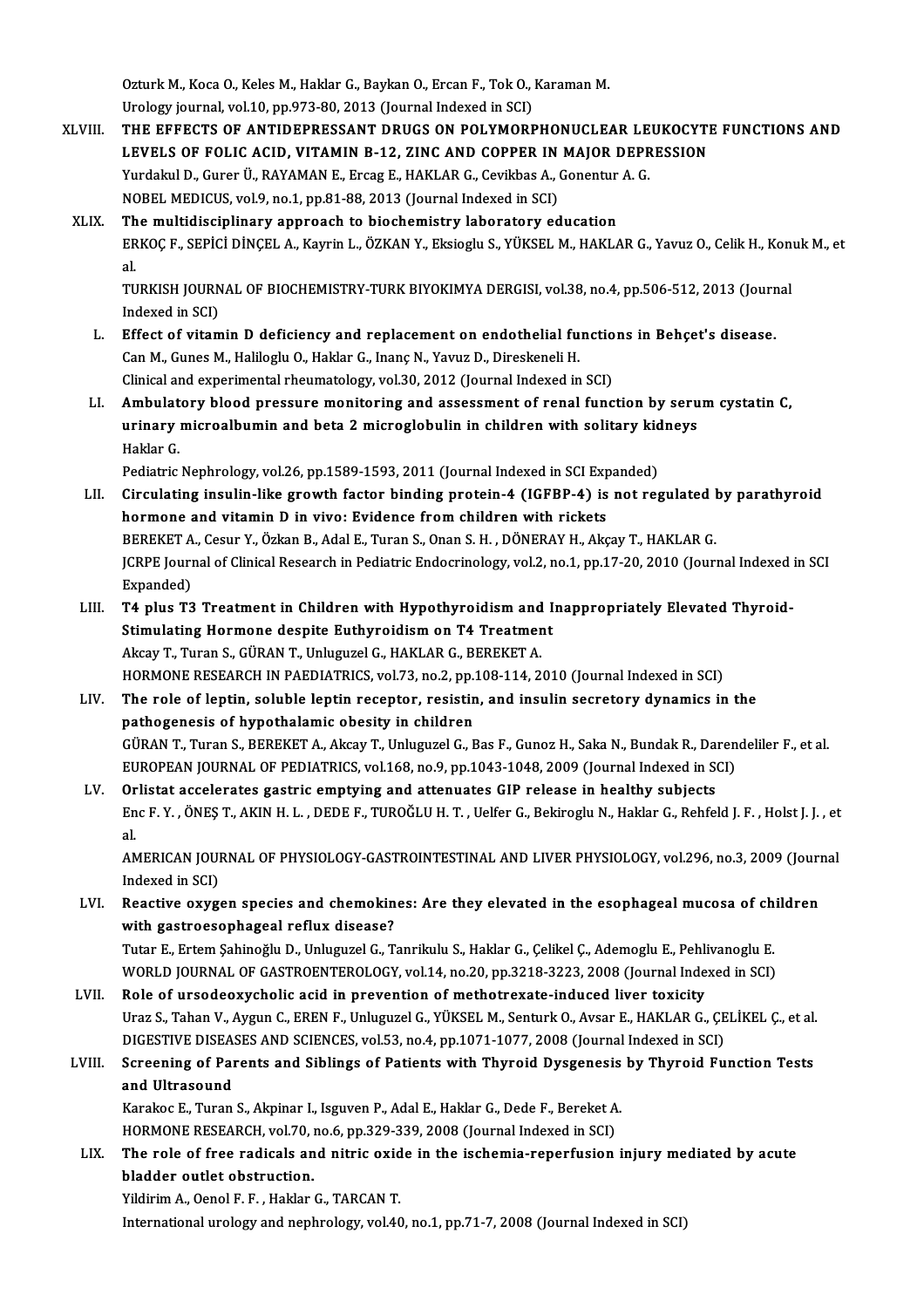Ozturk M., Koca O., Keles M., Haklar G., Baykan O., Ercan F., Tok O., Karaman M.
Urology journal, vol.10, pp.973-80, 2013 (Journal Indexed in SCI)

XLVIII. **THE EFFECTS OF ANTIDEPRESSANT DRUGS ON POLYMORPHONUCLEAR LEUKOCYTE FUNCTIONS AND LEVELS OF FOLIC ACID, VITAMIN B-12, ZINC AND COPPER IN MAJOR DEPRESSION**
Yurdakul D., Gurer Ü., RAYAMAN E., Ercag E., HAKLAR G., Cevikbas A., Gonentur A. G.
NOBEL MEDICUS, vol.9, no.1, pp.81-88, 2013 (Journal Indexed in SCI)

XLIX. **The multidisciplinary approach to biochemistry laboratory education**
ERKOÇ F., SEPİCİ DİNÇEL A., Kayrin L., ÖZKAN Y., Eksioglu S., YÜKSEL M., HAKLAR G., Yavuz O., Celik H., Konuk M., et al.
TURKISH JOURNAL OF BIOCHEMISTRY-TURK BIYOKIMYA DERGISI, vol.38, no.4, pp.506-512, 2013 (Journal Indexed in SCI)

L. **Effect of vitamin D deficiency and replacement on endothelial functions in Behçet's disease.**
Can M., Gunes M., Haliloglu O., Haklar G., Inanç N., Yavuz D., Direskeneli H.
Clinical and experimental rheumatology, vol.30, 2012 (Journal Indexed in SCI)

LI. **Ambulatory blood pressure monitoring and assessment of renal function by serum cystatin C, urinary microalbumin and beta 2 microglobulin in children with solitary kidneys**
Haklar G.
Pediatric Nephrology, vol.26, pp.1589-1593, 2011 (Journal Indexed in SCI Expanded)

LII. **Circulating insulin-like growth factor binding protein-4 (IGFBP-4) is not regulated by parathyroid hormone and vitamin D in vivo: Evidence from children with rickets**
BEREKET A., Cesur Y., Özkan B., Adal E., Turan S., Onan S. H. , DÖNERAY H., Akçay T., HAKLAR G.
JCRPE Journal of Clinical Research in Pediatric Endocrinology, vol.2, no.1, pp.17-20, 2010 (Journal Indexed in SCI Expanded)

LIII. **T4 plus T3 Treatment in Children with Hypothyroidism and Inappropriately Elevated Thyroid-Stimulating Hormone despite Euthyroidism on T4 Treatment**
Akcay T., Turan S., GÜRAN T., Unluguzel G., HAKLAR G., BEREKET A.
HORMONE RESEARCH IN PAEDIATRICS, vol.73, no.2, pp.108-114, 2010 (Journal Indexed in SCI)

LIV. **The role of leptin, soluble leptin receptor, resistin, and insulin secretory dynamics in the pathogenesis of hypothalamic obesity in children**
GÜRAN T., Turan S., BEREKET A., Akcay T., Unluguzel G., Bas F., Gunoz H., Saka N., Bundak R., Darendeliler F., et al.
EUROPEAN JOURNAL OF PEDIATRICS, vol.168, no.9, pp.1043-1048, 2009 (Journal Indexed in SCI)

LV. **Orlistat accelerates gastric emptying and attenuates GIP release in healthy subjects**
Enc F. Y. , ÖNEŞ T., AKIN H. L. , DEDE F., TUROĞLU H. T. , Uelfer G., Bekiroglu N., Haklar G., Rehfeld J. F. , Holst J. J. , et al.
AMERICAN JOURNAL OF PHYSIOLOGY-GASTROINTESTINAL AND LIVER PHYSIOLOGY, vol.296, no.3, 2009 (Journal Indexed in SCI)

LVI. **Reactive oxygen species and chemokines: Are they elevated in the esophageal mucosa of children with gastroesophageal reflux disease?**
Tutar E., Ertem Şahinoğlu D., Unluguzel G., Tanrikulu S., Haklar G., Çelikel Ç., Ademoglu E., Pehlivanoglu E.
WORLD JOURNAL OF GASTROENTEROLOGY, vol.14, no.20, pp.3218-3223, 2008 (Journal Indexed in SCI)

LVII. **Role of ursodeoxycholic acid in prevention of methotrexate-induced liver toxicity**
Uraz S., Tahan V., Aygun C., EREN F., Unluguzel G., YÜKSEL M., Senturk O., Avsar E., HAKLAR G., ÇELİKEL Ç., et al.
DIGESTIVE DISEASES AND SCIENCES, vol.53, no.4, pp.1071-1077, 2008 (Journal Indexed in SCI)

LVIII. **Screening of Parents and Siblings of Patients with Thyroid Dysgenesis by Thyroid Function Tests and Ultrasound**
Karakoc E., Turan S., Akpinar I., Isguven P., Adal E., Haklar G., Dede F., Bereket A.
HORMONE RESEARCH, vol.70, no.6, pp.329-339, 2008 (Journal Indexed in SCI)

LIX. **The role of free radicals and nitric oxide in the ischemia-reperfusion injury mediated by acute bladder outlet obstruction.**
Yildirim A., Oenol F. F. , Haklar G., TARCAN T.
International urology and nephrology, vol.40, no.1, pp.71-7, 2008 (Journal Indexed in SCI)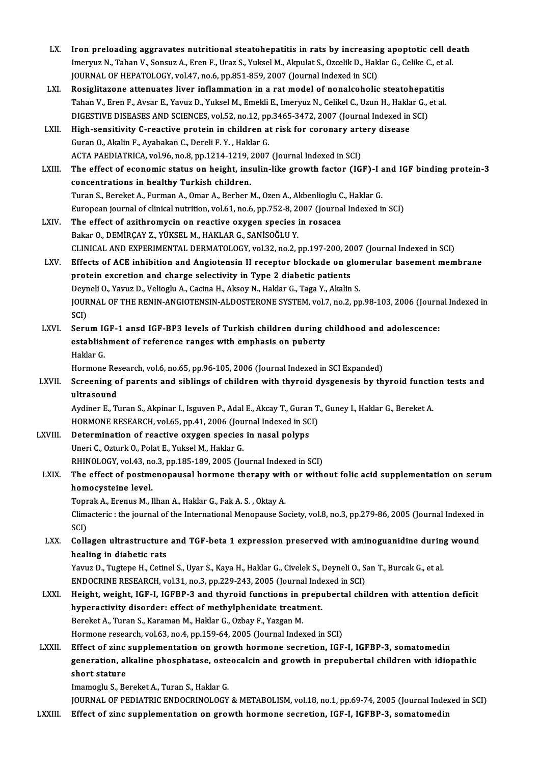LX. **Iron preloading aggravates nutritional steatohepatitis in rats by increasing apoptotic cell death**
Imeryuz N., Tahan V., Sonsuz A., Eren F., Uraz S., Yuksel M., Akpulat S., Ozcelik D., Haklar G., Celike C., et al.
JOURNAL OF HEPATOLOGY, vol.47, no.6, pp.851-859, 2007 (Journal Indexed in SCI)

LXI. **Rosiglitazone attenuates liver inflammation in a rat model of nonalcoholic steatohepatitis**
Tahan V., Eren F., Avsar E., Yavuz D., Yuksel M., Emekli E., Imeryuz N., Celikel C., Uzun H., Haklar G., et al.
DIGESTIVE DISEASES AND SCIENCES, vol.52, no.12, pp.3465-3472, 2007 (Journal Indexed in SCI)

LXII. **High-sensitivity C-reactive protein in children at risk for coronary artery disease**
Guran O., Akalin F., Ayabakan C., Dereli F. Y. , Haklar G.
ACTA PAEDIATRICA, vol.96, no.8, pp.1214-1219, 2007 (Journal Indexed in SCI)

LXIII. **The effect of economic status on height, insulin-like growth factor (IGF)-I and IGF binding protein-3 concentrations in healthy Turkish children.**
Turan S., Bereket A., Furman A., Omar A., Berber M., Ozen A., Akbenlioglu C., Haklar G.
European journal of clinical nutrition, vol.61, no.6, pp.752-8, 2007 (Journal Indexed in SCI)

LXIV. **The effect of azithromycin on reactive oxygen species in rosacea**
Bakar O., DEMİRÇAY Z., YÜKSEL M., HAKLAR G., SANİSOĞLU Y.
CLINICAL AND EXPERIMENTAL DERMATOLOGY, vol.32, no.2, pp.197-200, 2007 (Journal Indexed in SCI)

LXV. **Effects of ACE inhibition and Angiotensin II receptor blockade on glomerular basement membrane protein excretion and charge selectivity in Type 2 diabetic patients**
Deyneli O., Yavuz D., Velioglu A., Cacina H., Aksoy N., Haklar G., Taga Y., Akalin S.
JOURNAL OF THE RENIN-ANGIOTENSIN-ALDOSTERONE SYSTEM, vol.7, no.2, pp.98-103, 2006 (Journal Indexed in SCI)

LXVI. **Serum IGF-1 ansd IGF-BP3 levels of Turkish children during childhood and adolescence: establishment of reference ranges with emphasis on puberty**
Haklar G.
Hormone Research, vol.6, no.65, pp.96-105, 2006 (Journal Indexed in SCI Expanded)

LXVII. **Screening of parents and siblings of children with thyroid dysgenesis by thyroid function tests and ultrasound**
Aydiner E., Turan S., Akpinar I., Isguven P., Adal E., Akcay T., Guran T., Guney I., Haklar G., Bereket A.
HORMONE RESEARCH, vol.65, pp.41, 2006 (Journal Indexed in SCI)

LXVIII. **Determination of reactive oxygen species in nasal polyps**
Uneri C., Ozturk O., Polat E., Yuksel M., Haklar G.
RHINOLOGY, vol.43, no.3, pp.185-189, 2005 (Journal Indexed in SCI)

LXIX. **The effect of postmenopausal hormone therapy with or without folic acid supplementation on serum homocysteine level.**
Toprak A., Erenus M., Ilhan A., Haklar G., Fak A. S. , Oktay A.
Climacteric : the journal of the International Menopause Society, vol.8, no.3, pp.279-86, 2005 (Journal Indexed in SCI)

LXX. **Collagen ultrastructure and TGF-beta 1 expression preserved with aminoguanidine during wound healing in diabetic rats**
Yavuz D., Tugtepe H., Cetinel S., Uyar S., Kaya H., Haklar G., Civelek S., Deyneli O., San T., Burcak G., et al.
ENDOCRINE RESEARCH, vol.31, no.3, pp.229-243, 2005 (Journal Indexed in SCI)

LXXI. **Height, weight, IGF-I, IGFBP-3 and thyroid functions in prepubertal children with attention deficit hyperactivity disorder: effect of methylphenidate treatment.**
Bereket A., Turan S., Karaman M., Haklar G., Ozbay F., Yazgan M.
Hormone research, vol.63, no.4, pp.159-64, 2005 (Journal Indexed in SCI)

LXXII. **Effect of zinc supplementation on growth hormone secretion, IGF-I, IGFBP-3, somatomedin generation, alkaline phosphatase, osteocalcin and growth in prepubertal children with idiopathic short stature**
Imamoglu S., Bereket A., Turan S., Haklar G.
JOURNAL OF PEDIATRIC ENDOCRINOLOGY & METABOLISM, vol.18, no.1, pp.69-74, 2005 (Journal Indexed in SCI)

LXXIII. **Effect of zinc supplementation on growth hormone secretion, IGF-I, IGFBP-3, somatomedin**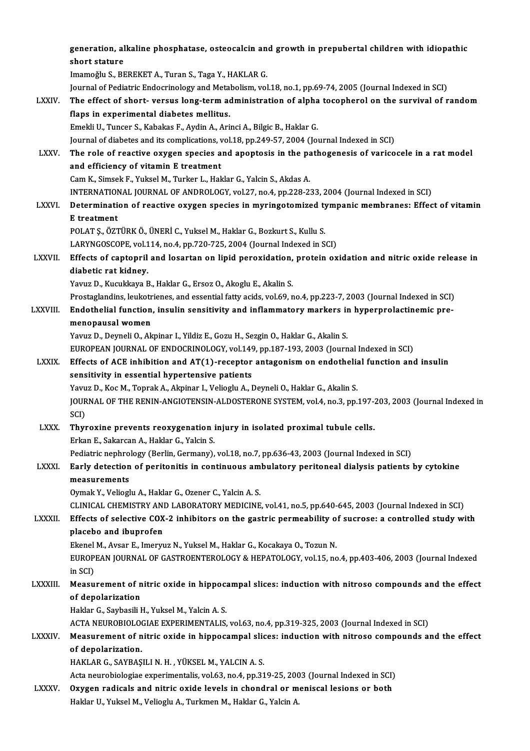generation, alkaline phosphatase, osteocalcin and growth in prepubertal children with idiopathic short stature
Imamoğlu S., BEREKET A., Turan S., Taga Y., HAKLAR G.
Journal of Pediatric Endocrinology and Metabolism, vol.18, no.1, pp.69-74, 2005 (Journal Indexed in SCI)

LXXIV. **The effect of short- versus long-term administration of alpha tocopherol on the survival of random flaps in experimental diabetes mellitus.**
Emekli U., Tuncer S., Kabakas F., Aydin A., Arinci A., Bilgic B., Haklar G.
Journal of diabetes and its complications, vol.18, pp.249-57, 2004 (Journal Indexed in SCI)

LXXV. **The role of reactive oxygen species and apoptosis in the pathogenesis of varicocele in a rat model and efficiency of vitamin E treatment**
Cam K., Simsek F., Yuksel M., Turker L., Haklar G., Yalcin S., Akdas A.
INTERNATIONAL JOURNAL OF ANDROLOGY, vol.27, no.4, pp.228-233, 2004 (Journal Indexed in SCI)

LXXVI. **Determination of reactive oxygen species in myringotomized tympanic membranes: Effect of vitamin E treatment**
POLAT Ş., ÖZTÜRK Ö., ÜNERİ C., Yuksel M., Haklar G., Bozkurt S., Kullu S.
LARYNGOSCOPE, vol.114, no.4, pp.720-725, 2004 (Journal Indexed in SCI)

LXXVII. **Effects of captopril and losartan on lipid peroxidation, protein oxidation and nitric oxide release in diabetic rat kidney.**
Yavuz D., Kucukkaya B., Haklar G., Ersoz O., Akoglu E., Akalin S.
Prostaglandins, leukotrienes, and essential fatty acids, vol.69, no.4, pp.223-7, 2003 (Journal Indexed in SCI)

LXXVIII. **Endothelial function, insulin sensitivity and inflammatory markers in hyperprolactinemic pre-menopausal women**
Yavuz D., Deyneli O., Akpinar I., Yildiz E., Gozu H., Sezgin O., Haklar G., Akalin S.
EUROPEAN JOURNAL OF ENDOCRINOLOGY, vol.149, pp.187-193, 2003 (Journal Indexed in SCI)

LXXIX. **Effects of ACE inhibition and AT(1)-receptor antagonism on endothelial function and insulin sensitivity in essential hypertensive patients**
Yavuz D., Koc M., Toprak A., Akpinar I., Velioglu A., Deyneli O., Haklar G., Akalin S.
JOURNAL OF THE RENIN-ANGIOTENSIN-ALDOSTERONE SYSTEM, vol.4, no.3, pp.197-203, 2003 (Journal Indexed in SCI)

LXXX. **Thyroxine prevents reoxygenation injury in isolated proximal tubule cells.**
Erkan E., Sakarcan A., Haklar G., Yalcin S.
Pediatric nephrology (Berlin, Germany), vol.18, no.7, pp.636-43, 2003 (Journal Indexed in SCI)

LXXXI. **Early detection of peritonitis in continuous ambulatory peritoneal dialysis patients by cytokine measurements**
Oymak Y., Velioglu A., Haklar G., Ozener C., Yalcin A. S.
CLINICAL CHEMISTRY AND LABORATORY MEDICINE, vol.41, no.5, pp.640-645, 2003 (Journal Indexed in SCI)

LXXXII. **Effects of selective COX-2 inhibitors on the gastric permeability of sucrose: a controlled study with placebo and ibuprofen**
Ekenel M., Avsar E., Imeryuz N., Yuksel M., Haklar G., Kocakaya O., Tozun N.
EUROPEAN JOURNAL OF GASTROENTEROLOGY & HEPATOLOGY, vol.15, no.4, pp.403-406, 2003 (Journal Indexed in SCI)

LXXXIII. **Measurement of nitric oxide in hippocampal slices: induction with nitroso compounds and the effect of depolarization**
Haklar G., Saybasili H., Yuksel M., Yalcin A. S.
ACTA NEUROBIOLOGIAE EXPERIMENTALIS, vol.63, no.4, pp.319-325, 2003 (Journal Indexed in SCI)

LXXXIV. **Measurement of nitric oxide in hippocampal slices: induction with nitroso compounds and the effect of depolarization.**
HAKLAR G., SAYBAŞILI N. H. , YÜKSEL M., YALCIN A. S.
Acta neurobiologiae experimentalis, vol.63, no.4, pp.319-25, 2003 (Journal Indexed in SCI)

LXXXV. **Oxygen radicals and nitric oxide levels in chondral or meniscal lesions or both**
Haklar U., Yuksel M., Velioglu A., Turkmen M., Haklar G., Yalcin A.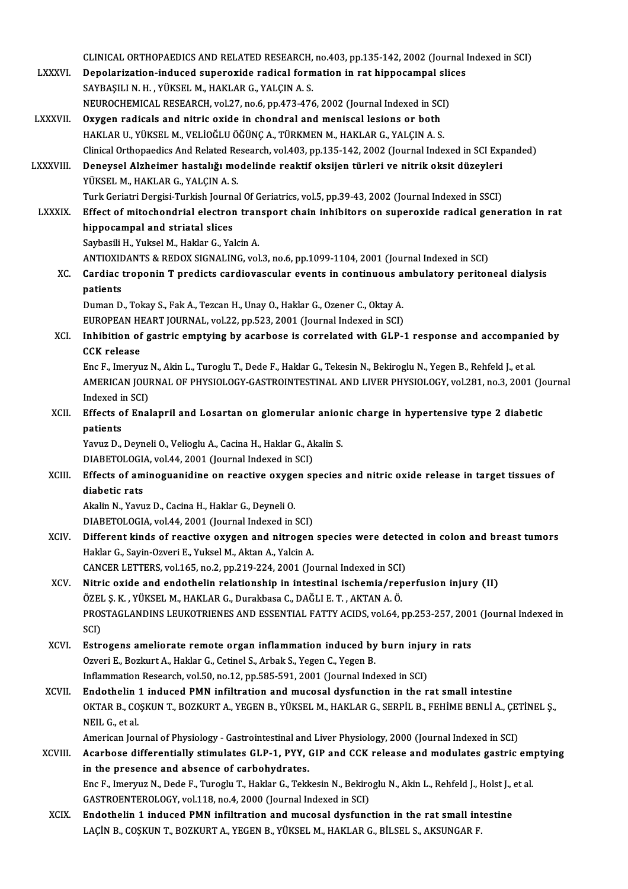CLINICAL ORTHOPAEDICS AND RELATED RESEARCH, no.403, pp.135-142, 2002 (Journal Indexed in SCI)

LXXXVI. **Depolarization-induced superoxide radical formation in rat hippocampal slices**
SAYBAŞILI N. H. , YÜKSEL M., HAKLAR G., YALÇIN A. S.
NEUROCHEMICAL RESEARCH, vol.27, no.6, pp.473-476, 2002 (Journal Indexed in SCI)

LXXXVII. **Oxygen radicals and nitric oxide in chondral and meniscal lesions or both**
HAKLAR U., YÜKSEL M., VELİOĞLU ÖĞÜNÇ A., TÜRKMEN M., HAKLAR G., YALÇIN A. S.
Clinical Orthopaedics And Related Research, vol.403, pp.135-142, 2002 (Journal Indexed in SCI Expanded)

LXXXVIII. **Deneysel Alzheimer hastalığı modelinde reaktif oksijen türleri ve nitrik oksit düzeyleri**
YÜKSEL M., HAKLAR G., YALÇIN A. S.
Turk Geriatri Dergisi-Turkish Journal Of Geriatrics, vol.5, pp.39-43, 2002 (Journal Indexed in SSCI)

LXXXIX. **Effect of mitochondrial electron transport chain inhibitors on superoxide radical generation in rat hippocampal and striatal slices**
Saybasili H., Yuksel M., Haklar G., Yalcin A.
ANTIOXIDANTS & REDOX SIGNALING, vol.3, no.6, pp.1099-1104, 2001 (Journal Indexed in SCI)

XC. **Cardiac troponin T predicts cardiovascular events in continuous ambulatory peritoneal dialysis patients**
Duman D., Tokay S., Fak A., Tezcan H., Unay O., Haklar G., Ozener C., Oktay A.
EUROPEAN HEART JOURNAL, vol.22, pp.523, 2001 (Journal Indexed in SCI)

XCI. **Inhibition of gastric emptying by acarbose is correlated with GLP-1 response and accompanied by CCK release**
Enc F., Imeryuz N., Akin L., Turoglu T., Dede F., Haklar G., Tekesin N., Bekiroglu N., Yegen B., Rehfeld J., et al.
AMERICAN JOURNAL OF PHYSIOLOGY-GASTROINTESTINAL AND LIVER PHYSIOLOGY, vol.281, no.3, 2001 (Journal Indexed in SCI)

XCII. **Effects of Enalapril and Losartan on glomerular anionic charge in hypertensive type 2 diabetic patients**
Yavuz D., Deyneli O., Velioglu A., Cacina H., Haklar G., Akalin S.
DIABETOLOGIA, vol.44, 2001 (Journal Indexed in SCI)

XCIII. **Effects of aminoguanidine on reactive oxygen species and nitric oxide release in target tissues of diabetic rats**
Akalin N., Yavuz D., Cacina H., Haklar G., Deyneli O.
DIABETOLOGIA, vol.44, 2001 (Journal Indexed in SCI)

XCIV. **Different kinds of reactive oxygen and nitrogen species were detected in colon and breast tumors**
Haklar G., Sayin-Ozveri E., Yuksel M., Aktan A., Yalcin A.
CANCER LETTERS, vol.165, no.2, pp.219-224, 2001 (Journal Indexed in SCI)

XCV. **Nitric oxide and endothelin relationship in intestinal ischemia/reperfusion injury (II)**
ÖZEL Ş. K. , YÜKSEL M., HAKLAR G., Durakbasa C., DAĞLI E. T. , AKTAN A. Ö.
PROSTAGLANDINS LEUKOTRIENES AND ESSENTIAL FATTY ACIDS, vol.64, pp.253-257, 2001 (Journal Indexed in SCI)

XCVI. **Estrogens ameliorate remote organ inflammation induced by burn injury in rats**
Ozveri E., Bozkurt A., Haklar G., Cetinel S., Arbak S., Yegen C., Yegen B.
Inflammation Research, vol.50, no.12, pp.585-591, 2001 (Journal Indexed in SCI)

XCVII. **Endothelin 1 induced PMN infiltration and mucosal dysfunction in the rat small intestine**
OKTAR B., COŞKUN T., BOZKURT A., YEGEN B., YÜKSEL M., HAKLAR G., SERPİL B., FEHİME BENLİ A., ÇETİNEL Ş., NEIL G., et al.
American Journal of Physiology - Gastrointestinal and Liver Physiology, 2000 (Journal Indexed in SCI)

XCVIII. **Acarbose differentially stimulates GLP-1, PYY, GIP and CCK release and modulates gastric emptying in the presence and absence of carbohydrates.**
Enc F., Imeryuz N., Dede F., Turoglu T., Haklar G., Tekkesin N., Bekiroglu N., Akin L., Rehfeld J., Holst J., et al.
GASTROENTEROLOGY, vol.118, no.4, 2000 (Journal Indexed in SCI)

XCIX. **Endothelin 1 induced PMN infiltration and mucosal dysfunction in the rat small intestine**
LAÇİN B., COŞKUN T., BOZKURT A., YEGEN B., YÜKSEL M., HAKLAR G., BİLSEL S., AKSUNGAR F.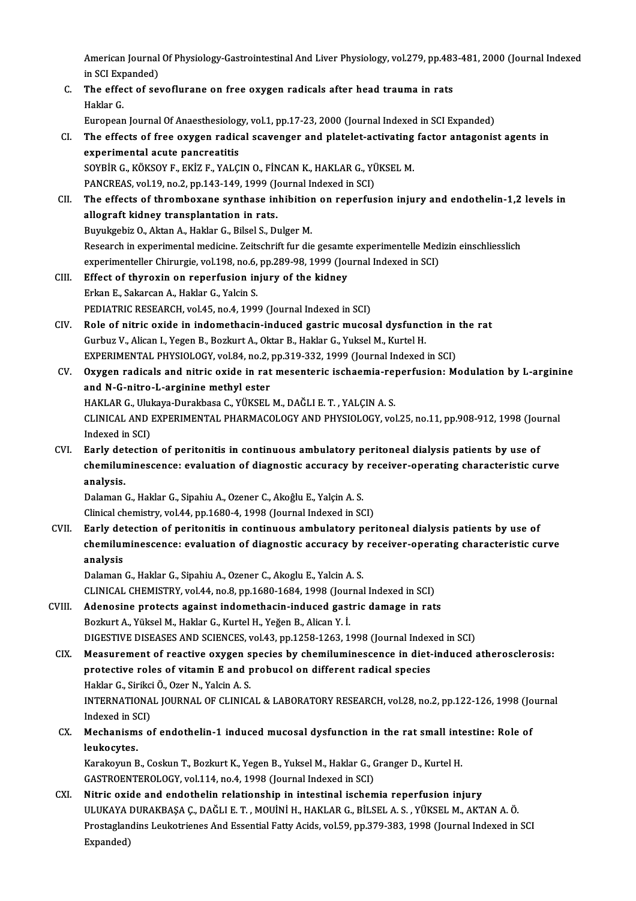American Journal Of Physiology-Gastrointestinal And Liver Physiology, vol.279, pp.483-481, 2000 (Journal Indexed in SCI Expanded)

C. **The effect of sevoflurane on free oxygen radicals after head trauma in rats**
Haklar G.
European Journal Of Anaesthesiology, vol.1, pp.17-23, 2000 (Journal Indexed in SCI Expanded)

CI. **The effects of free oxygen radical scavenger and platelet-activating factor antagonist agents in experimental acute pancreatitis**
SOYBİR G., KÖKSOY F., EKİZ F., YALÇIN O., FİNCAN K., HAKLAR G., YÜKSEL M.
PANCREAS, vol.19, no.2, pp.143-149, 1999 (Journal Indexed in SCI)

CII. **The effects of thromboxane synthase inhibition on reperfusion injury and endothelin-1,2 levels in allograft kidney transplantation in rats.**
Buyukgebiz O., Aktan A., Haklar G., Bilsel S., Dulger M.
Research in experimental medicine. Zeitschrift fur die gesamte experimentelle Medizin einschliesslich experimenteller Chirurgie, vol.198, no.6, pp.289-98, 1999 (Journal Indexed in SCI)

CIII. **Effect of thyroxin on reperfusion injury of the kidney**
Erkan E., Sakarcan A., Haklar G., Yalcin S.
PEDIATRIC RESEARCH, vol.45, no.4, 1999 (Journal Indexed in SCI)

CIV. **Role of nitric oxide in indomethacin-induced gastric mucosal dysfunction in the rat**
Gurbuz V., Alican I., Yegen B., Bozkurt A., Oktar B., Haklar G., Yuksel M., Kurtel H.
EXPERIMENTAL PHYSIOLOGY, vol.84, no.2, pp.319-332, 1999 (Journal Indexed in SCI)

CV. **Oxygen radicals and nitric oxide in rat mesenteric ischaemia-reperfusion: Modulation by L-arginine and N-G-nitro-L-arginine methyl ester**
HAKLAR G., Ulukaya-Durakbasa C., YÜKSEL M., DAĞLI E. T. , YALÇIN A. S.
CLINICAL AND EXPERIMENTAL PHARMACOLOGY AND PHYSIOLOGY, vol.25, no.11, pp.908-912, 1998 (Journal Indexed in SCI)

CVI. **Early detection of peritonitis in continuous ambulatory peritoneal dialysis patients by use of chemiluminescence: evaluation of diagnostic accuracy by receiver-operating characteristic curve analysis.**
Dalaman G., Haklar G., Sipahiu A., Ozener C., Akoğlu E., Yalçin A. S.
Clinical chemistry, vol.44, pp.1680-4, 1998 (Journal Indexed in SCI)

CVII. **Early detection of peritonitis in continuous ambulatory peritoneal dialysis patients by use of chemiluminescence: evaluation of diagnostic accuracy by receiver-operating characteristic curve analysis**
Dalaman G., Haklar G., Sipahiu A., Ozener C., Akoglu E., Yalcin A. S.
CLINICAL CHEMISTRY, vol.44, no.8, pp.1680-1684, 1998 (Journal Indexed in SCI)

CVIII. **Adenosine protects against indomethacin-induced gastric damage in rats**
Bozkurt A., Yüksel M., Haklar G., Kurtel H., Yeğen B., Alican Y. İ.
DIGESTIVE DISEASES AND SCIENCES, vol.43, pp.1258-1263, 1998 (Journal Indexed in SCI)

CIX. **Measurement of reactive oxygen species by chemiluminescence in diet-induced atherosclerosis: protective roles of vitamin E and probucol on different radical species**
Haklar G., Sirikci Ö., Ozer N., Yalcin A. S.
INTERNATIONAL JOURNAL OF CLINICAL & LABORATORY RESEARCH, vol.28, no.2, pp.122-126, 1998 (Journal Indexed in SCI)

CX. **Mechanisms of endothelin-1 induced mucosal dysfunction in the rat small intestine: Role of leukocytes.**
Karakoyun B., Coskun T., Bozkurt K., Yegen B., Yuksel M., Haklar G., Granger D., Kurtel H.
GASTROENTEROLOGY, vol.114, no.4, 1998 (Journal Indexed in SCI)

CXI. **Nitric oxide and endothelin relationship in intestinal ischemia reperfusion injury**
ULUKAYA DURAKBAŞA Ç., DAĞLI E. T. , MOUİNİ H., HAKLAR G., BİLSEL A. S. , YÜKSEL M., AKTAN A. Ö.
Prostaglandins Leukotrienes And Essential Fatty Acids, vol.59, pp.379-383, 1998 (Journal Indexed in SCI Expanded)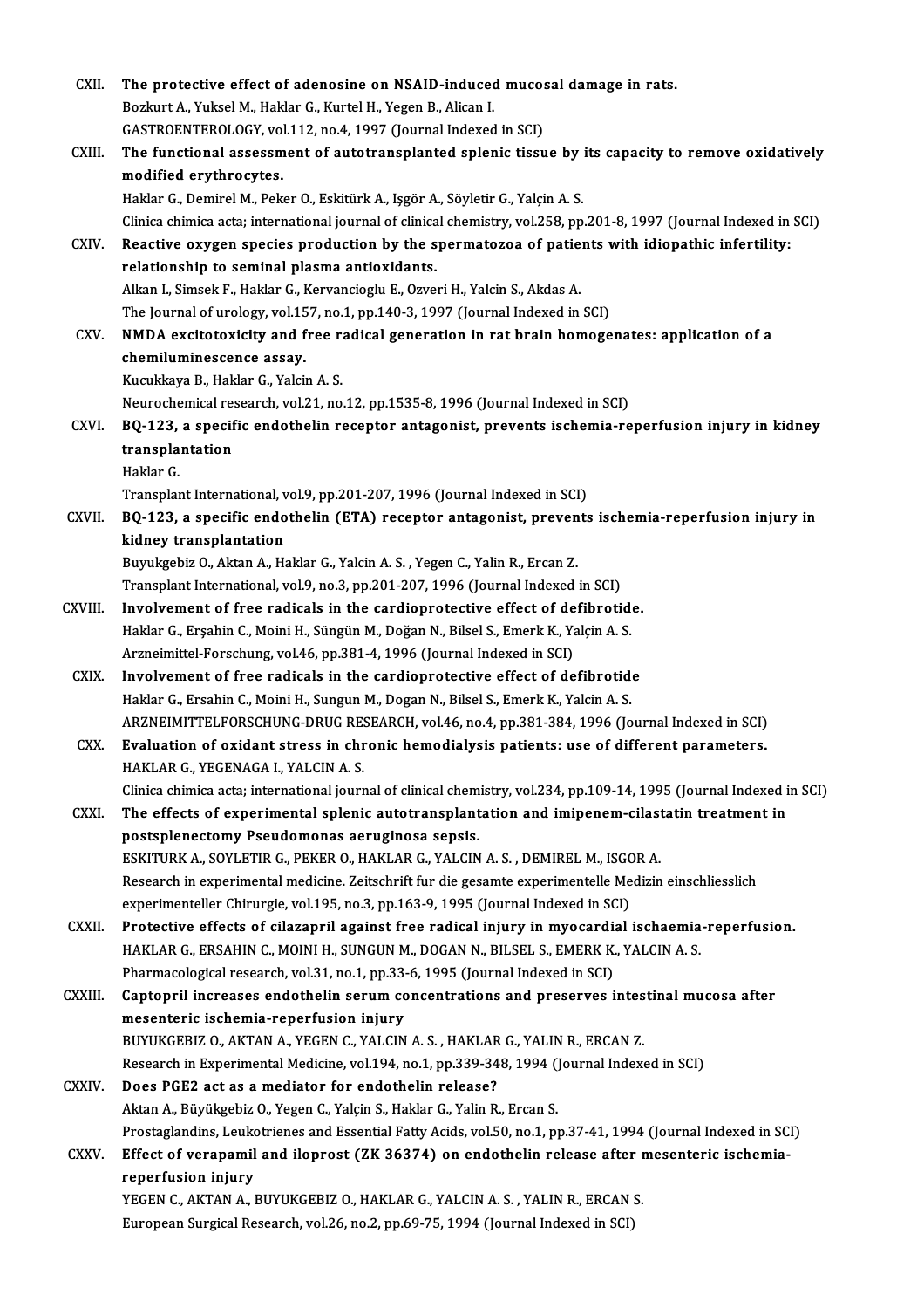CXII. **The protective effect of adenosine on NSAID-induced mucosal damage in rats.**
Bozkurt A., Yuksel M., Haklar G., Kurtel H., Yegen B., Alican I.
GASTROENTEROLOGY, vol.112, no.4, 1997 (Journal Indexed in SCI)

CXIII. **The functional assessment of autotransplanted splenic tissue by its capacity to remove oxidatively modified erythrocytes.**
Haklar G., Demirel M., Peker O., Eskitürk A., Işgör A., Söyletir G., Yalçin A. S.
Clinica chimica acta; international journal of clinical chemistry, vol.258, pp.201-8, 1997 (Journal Indexed in SCI)

CXIV. **Reactive oxygen species production by the spermatozoa of patients with idiopathic infertility: relationship to seminal plasma antioxidants.**
Alkan I., Simsek F., Haklar G., Kervancioglu E., Ozveri H., Yalcin S., Akdas A.
The Journal of urology, vol.157, no.1, pp.140-3, 1997 (Journal Indexed in SCI)

CXV. **NMDA excitotoxicity and free radical generation in rat brain homogenates: application of a chemiluminescence assay.**
Kucukkaya B., Haklar G., Yalcin A. S.
Neurochemical research, vol.21, no.12, pp.1535-8, 1996 (Journal Indexed in SCI)

CXVI. **BQ-123, a specific endothelin receptor antagonist, prevents ischemia-reperfusion injury in kidney transplantation**
Haklar G.
Transplant International, vol.9, pp.201-207, 1996 (Journal Indexed in SCI)

CXVII. **BQ-123, a specific endothelin (ETA) receptor antagonist, prevents ischemia-reperfusion injury in kidney transplantation**
Buyukgebiz O., Aktan A., Haklar G., Yalcin A. S. , Yegen C., Yalin R., Ercan Z.
Transplant International, vol.9, no.3, pp.201-207, 1996 (Journal Indexed in SCI)

CXVIII. **Involvement of free radicals in the cardioprotective effect of defibrotide.**
Haklar G., Erşahin C., Moini H., Süngün M., Doğan N., Bilsel S., Emerk K., Yalçin A. S.
Arzneimittel-Forschung, vol.46, pp.381-4, 1996 (Journal Indexed in SCI)

CXIX. **Involvement of free radicals in the cardioprotective effect of defibrotide**
Haklar G., Ersahin C., Moini H., Sungun M., Dogan N., Bilsel S., Emerk K., Yalcin A. S.
ARZNEIMITTELFORSCHUNG-DRUG RESEARCH, vol.46, no.4, pp.381-384, 1996 (Journal Indexed in SCI)

CXX. **Evaluation of oxidant stress in chronic hemodialysis patients: use of different parameters.**
HAKLAR G., YEGENAGA I., YALCIN A. S.
Clinica chimica acta; international journal of clinical chemistry, vol.234, pp.109-14, 1995 (Journal Indexed in SCI)

CXXI. **The effects of experimental splenic autotransplantation and imipenem-cilastatin treatment in postsplenectomy Pseudomonas aeruginosa sepsis.**
ESKITURK A., SOYLETIR G., PEKER O., HAKLAR G., YALCIN A. S. , DEMIREL M., ISGOR A.
Research in experimental medicine. Zeitschrift fur die gesamte experimentelle Medizin einschliesslich experimenteller Chirurgie, vol.195, no.3, pp.163-9, 1995 (Journal Indexed in SCI)

CXXII. **Protective effects of cilazapril against free radical injury in myocardial ischaemia-reperfusion.**
HAKLAR G., ERSAHIN C., MOINI H., SUNGUN M., DOGAN N., BILSEL S., EMERK K., YALCIN A. S.
Pharmacological research, vol.31, no.1, pp.33-6, 1995 (Journal Indexed in SCI)

CXXIII. **Captopril increases endothelin serum concentrations and preserves intestinal mucosa after mesenteric ischemia-reperfusion injury**
BUYUKGEBIZ O., AKTAN A., YEGEN C., YALCIN A. S. , HAKLAR G., YALIN R., ERCAN Z.
Research in Experimental Medicine, vol.194, no.1, pp.339-348, 1994 (Journal Indexed in SCI)

CXXIV. **Does PGE2 act as a mediator for endothelin release?**
Aktan A., Büyükgebiz O., Yegen C., Yalçin S., Haklar G., Yalin R., Ercan S.
Prostaglandins, Leukotrienes and Essential Fatty Acids, vol.50, no.1, pp.37-41, 1994 (Journal Indexed in SCI)

CXXV. **Effect of verapamil and iloprost (ZK 36374) on endothelin release after mesenteric ischemia-reperfusion injury**
YEGEN C., AKTAN A., BUYUKGEBIZ O., HAKLAR G., YALCIN A. S. , YALIN R., ERCAN S.
European Surgical Research, vol.26, no.2, pp.69-75, 1994 (Journal Indexed in SCI)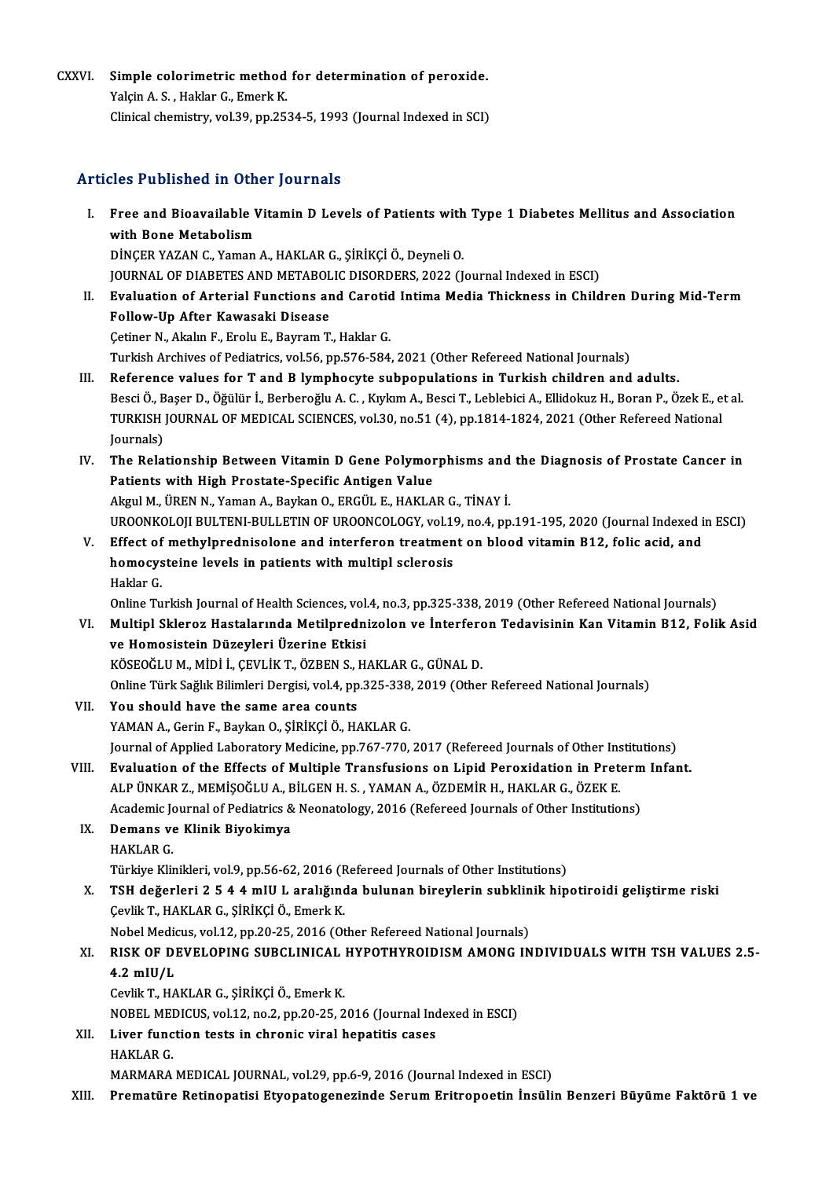CXXVI. **Simple colorimetric method for determination of peroxide.**
Yalçin A. S. , Haklar G., Emerk K.
Clinical chemistry, vol.39, pp.2534-5, 1993 (Journal Indexed in SCI)

## Articles Published in Other Journals

I. **Free and Bioavailable Vitamin D Levels of Patients with Type 1 Diabetes Mellitus and Association with Bone Metabolism**
DİNÇER YAZAN C., Yaman A., HAKLAR G., ŞİRİKÇİ Ö., Deyneli O.
JOURNAL OF DIABETES AND METABOLIC DISORDERS, 2022 (Journal Indexed in ESCI)

II. **Evaluation of Arterial Functions and Carotid Intima Media Thickness in Children During Mid-Term Follow-Up After Kawasaki Disease**
Çetiner N., Akalın F., Erolu E., Bayram T., Haklar G.
Turkish Archives of Pediatrics, vol.56, pp.576-584, 2021 (Other Refereed National Journals)

III. **Reference values for T and B lymphocyte subpopulations in Turkish children and adults.**
Besci Ö., Başer D., Öğülür İ., Berberoğlu A. C. , Kıykım A., Besci T., Leblebici A., Ellidokuz H., Boran P., Özek E., et al.
TURKISH JOURNAL OF MEDICAL SCIENCES, vol.30, no.51 (4), pp.1814-1824, 2021 (Other Refereed National Journals)

IV. **The Relationship Between Vitamin D Gene Polymorphisms and the Diagnosis of Prostate Cancer in Patients with High Prostate-Specific Antigen Value**
Akgul M., ÜREN N., Yaman A., Baykan O., ERGÜL E., HAKLAR G., TİNAY İ.
UROONKOLOJI BULTENI-BULLETIN OF UROONCOLOGY, vol.19, no.4, pp.191-195, 2020 (Journal Indexed in ESCI)

V. **Effect of methylprednisolone and interferon treatment on blood vitamin B12, folic acid, and homocysteine levels in patients with multipl sclerosis**
Haklar G.
Online Turkish Journal of Health Sciences, vol.4, no.3, pp.325-338, 2019 (Other Refereed National Journals)

VI. **Multipl Skleroz Hastalarında Metilprednizolon ve İnterferon Tedavisinin Kan Vitamin B12, Folik Asid ve Homosistein Düzeyleri Üzerine Etkisi**
KÖSEOĞLU M., MİDİ İ., ÇEVLİK T., ÖZBEN S., HAKLAR G., GÜNAL D.
Online Türk Sağlık Bilimleri Dergisi, vol.4, pp.325-338, 2019 (Other Refereed National Journals)

VII. **You should have the same area counts**
YAMAN A., Gerin F., Baykan O., ŞİRİKÇİ Ö., HAKLAR G.
Journal of Applied Laboratory Medicine, pp.767-770, 2017 (Refereed Journals of Other Institutions)

VIII. **Evaluation of the Effects of Multiple Transfusions on Lipid Peroxidation in Preterm Infant.**
ALP ÜNKAR Z., MEMİŞOĞLU A., BİLGEN H. S. , YAMAN A., ÖZDEMİR H., HAKLAR G., ÖZEK E.
Academic Journal of Pediatrics & Neonatology, 2016 (Refereed Journals of Other Institutions)

IX. **Demans ve Klinik Biyokimya**
HAKLAR G.
Türkiye Klinikleri, vol.9, pp.56-62, 2016 (Refereed Journals of Other Institutions)

X. **TSH değerleri 2 5 4 4 mIU L aralığında bulunan bireylerin subklinik hipotiroidi geliştirme riski**
Çevlik T., HAKLAR G., ŞİRİKÇİ Ö., Emerk K.
Nobel Medicus, vol.12, pp.20-25, 2016 (Other Refereed National Journals)

XI. **RISK OF DEVELOPING SUBCLINICAL HYPOTHYROIDISM AMONG INDIVIDUALS WITH TSH VALUES 2.5-4.2 mIU/L**
Cevlik T., HAKLAR G., ŞİRİKÇİ Ö., Emerk K.
NOBEL MEDICUS, vol.12, no.2, pp.20-25, 2016 (Journal Indexed in ESCI)

XII. **Liver function tests in chronic viral hepatitis cases**
HAKLAR G.
MARMARA MEDICAL JOURNAL, vol.29, pp.6-9, 2016 (Journal Indexed in ESCI)

XIII. **Prematüre Retinopatisi Etyopatogenezinde Serum Eritropoetin İnsülin Benzeri Büyüme Faktörü 1 ve**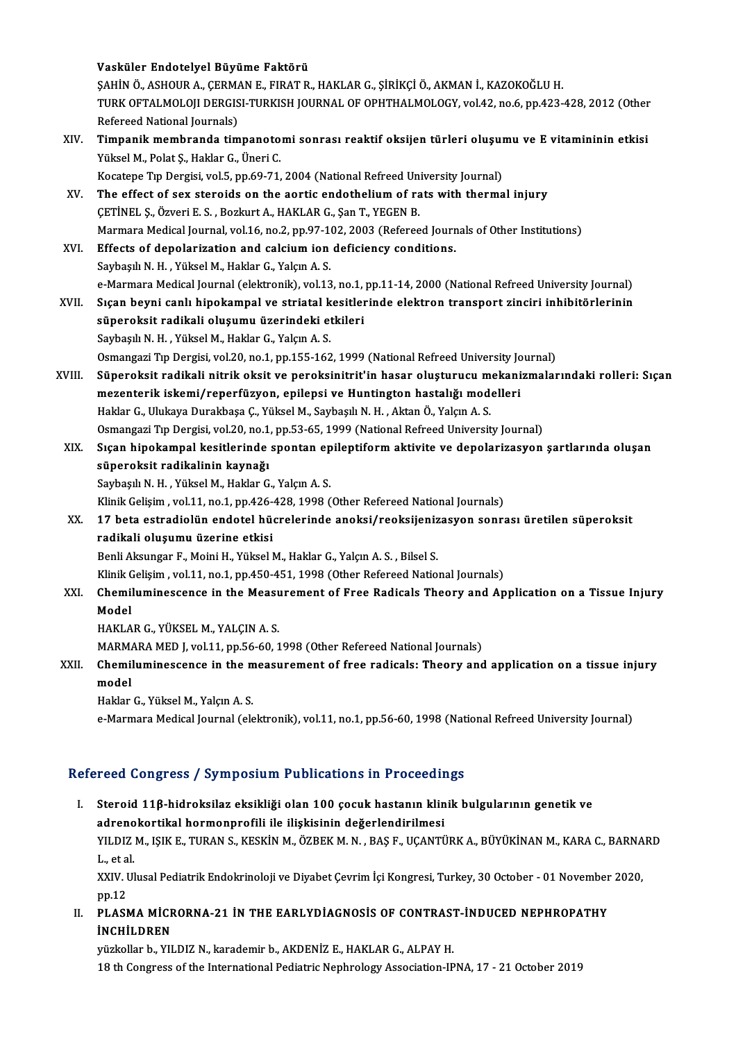**Vasküler Endotelyel Büyüme Faktörü**
ŞAHİN Ö., ASHOUR A., ÇERMAN E., FIRAT R., HAKLAR G., ŞİRİKÇİ Ö., AKMAN İ., KAZOKOĞLU H.
TURK OFTALMOLOJI DERGISI-TURKISH JOURNAL OF OPHTHALMOLOGY, vol.42, no.6, pp.423-428, 2012 (Other Refereed National Journals)

XIV. **Timpanik membranda timpanotomi sonrası reaktif oksijen türleri oluşumu ve E vitamininin etkisi**
Yüksel M., Polat Ş., Haklar G., Üneri C.
Kocatepe Tıp Dergisi, vol.5, pp.69-71, 2004 (National Refreed University Journal)

XV. **The effect of sex steroids on the aortic endothelium of rats with thermal injury**
ÇETİNEL Ş., Özveri E. S. , Bozkurt A., HAKLAR G., Şan T., YEGEN B.
Marmara Medical Journal, vol.16, no.2, pp.97-102, 2003 (Refereed Journals of Other Institutions)

XVI. **Effects of depolarization and calcium ion deficiency conditions.**
Saybaşılı N. H. , Yüksel M., Haklar G., Yalçın A. S.
e-Marmara Medical Journal (elektronik), vol.13, no.1, pp.11-14, 2000 (National Refreed University Journal)

XVII. **Sıçan beyni canlı hipokampal ve striatal kesitlerinde elektron transport zinciri inhibitörlerinin süperoksit radikali oluşumu üzerindeki etkileri**
Saybaşılı N. H. , Yüksel M., Haklar G., Yalçın A. S.
Osmangazi Tıp Dergisi, vol.20, no.1, pp.155-162, 1999 (National Refreed University Journal)

XVIII. **Süperoksit radikali nitrik oksit ve peroksinitrit'in hasar oluşturucu mekanizmalarındaki rolleri: Sıçan mezenterik iskemi/reperfüzyon, epilepsi ve Huntington hastalığı modelleri**
Haklar G., Ulukaya Durakbaşa Ç., Yüksel M., Saybaşılı N. H. , Aktan Ö., Yalçın A. S.
Osmangazi Tıp Dergisi, vol.20, no.1, pp.53-65, 1999 (National Refreed University Journal)

XIX. **Sıçan hipokampal kesitlerinde spontan epileptiform aktivite ve depolarizasyon şartlarında oluşan süperoksit radikalinin kaynağı**
Saybaşılı N. H. , Yüksel M., Haklar G., Yalçın A. S.
Klinik Gelişim , vol.11, no.1, pp.426-428, 1998 (Other Refereed National Journals)

XX. **17 beta estradiolün endotel hücrelerinde anoksi/reoksijenizasyon sonrası üretilen süperoksit radikali oluşumu üzerine etkisi**
Benli Aksungar F., Moini H., Yüksel M., Haklar G., Yalçın A. S. , Bilsel S.
Klinik Gelişim , vol.11, no.1, pp.450-451, 1998 (Other Refereed National Journals)

XXI. **Chemiluminescence in the Measurement of Free Radicals Theory and Application on a Tissue Injury Model**
HAKLAR G., YÜKSEL M., YALÇIN A. S.
MARMARA MED J, vol.11, pp.56-60, 1998 (Other Refereed National Journals)

XXII. **Chemiluminescence in the measurement of free radicals: Theory and application on a tissue injury model**
Haklar G., Yüksel M., Yalçın A. S.
e-Marmara Medical Journal (elektronik), vol.11, no.1, pp.56-60, 1998 (National Refreed University Journal)

## Refereed Congress / Symposium Publications in Proceedings

I. **Steroid 11β-hidroksilaz eksikliği olan 100 çocuk hastanın klinik bulgularının genetik ve adrenokortikal hormonprofili ile ilişkisinin değerlendirilmesi**
YILDIZ M., IŞIK E., TURAN S., KESKİN M., ÖZBEK M. N. , BAŞ F., UÇANTÜRK A., BÜYÜKİNAN M., KARA C., BARNARD L., et al.
XXIV. Ulusal Pediatrik Endokrinoloji ve Diyabet Çevrim İçi Kongresi, Turkey, 30 October - 01 November 2020, pp.12

II. **PLASMA MİCRORNA-21 İN THE EARLYDİAGNOSİS OF CONTRAST-İNDUCED NEPHROPATHY İNCHİLDREN**
yüzkollar b., YILDIZ N., karademir b., AKDENİZ E., HAKLAR G., ALPAY H.
18 th Congress of the International Pediatric Nephrology Association-IPNA, 17 - 21 October 2019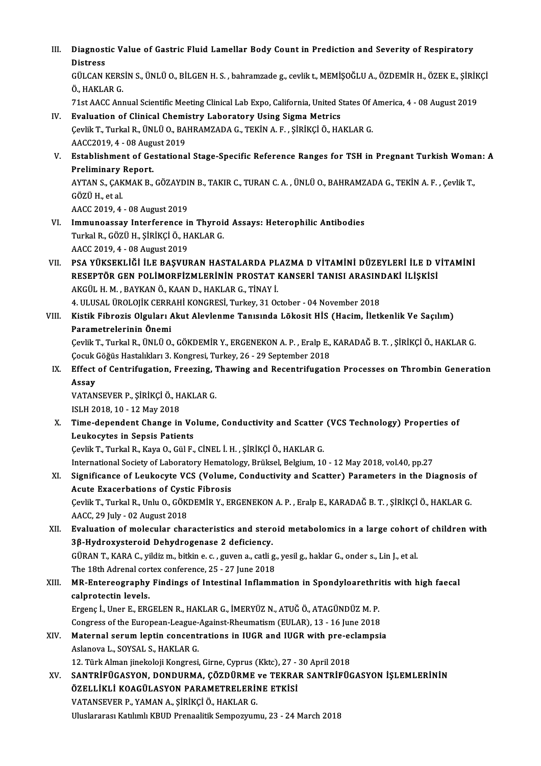III. **Diagnostic Value of Gastric Fluid Lamellar Body Count in Prediction and Severity of Respiratory Distress**
GÜLCAN KERSİN S., ÜNLÜ O., BİLGEN H. S. , bahramzade g., cevlik t., MEMİŞOĞLU A., ÖZDEMİR H., ÖZEK E., ŞİRİKÇİ Ö., HAKLAR G.
71st AACC Annual Scientific Meeting Clinical Lab Expo, California, United States Of America, 4 - 08 August 2019

IV. **Evaluation of Clinical Chemistry Laboratory Using Sigma Metrics**
Çevlik T., Turkal R., ÜNLÜ O., BAHRAMZADA G., TEKİN A. F. , ŞİRİKÇİ Ö., HAKLAR G.
AACC2019, 4 - 08 August 2019

V. **Establishment of Gestational Stage-Specific Reference Ranges for TSH in Pregnant Turkish Woman: A Preliminary Report.**
AYTAN S., ÇAKMAK B., GÖZAYDIN B., TAKIR C., TURAN C. A. , ÜNLÜ O., BAHRAMZADA G., TEKİN A. F. , Çevlik T., GÖZÜ H., et al.
AACC 2019, 4 - 08 August 2019

VI. **Immunoassay Interference in Thyroid Assays: Heterophilic Antibodies**
Turkal R., GÖZÜ H., ŞİRİKÇİ Ö., HAKLAR G.
AACC 2019, 4 - 08 August 2019

VII. **PSA YÜKSEKLİĞİ İLE BAŞVURAN HASTALARDA PLAZMA D VİTAMİNİ DÜZEYLERİ İLE D VİTAMİNİ RESEPTÖR GEN POLİMORFİZMLERİNİN PROSTAT KANSERİ TANISI ARASINDAKİ İLİŞKİSİ**
AKGÜL H. M. , BAYKAN Ö., KAAN D., HAKLAR G., TİNAY İ.
4. ULUSAL ÜROLOJİK CERRAHİ KONGRESİ, Turkey, 31 October - 04 November 2018

VIII. **Kistik Fibrozis Olguları Akut Alevlenme Tanısında Lökosit HİS (Hacim, İletkenlik Ve Saçılım) Parametrelerinin Önemi**
Çevlik T., Turkal R., ÜNLÜ O., GÖKDEMİR Y., ERGENEKON A. P. , Eralp E., KARADAĞ B. T. , ŞİRİKÇİ Ö., HAKLAR G.
Çocuk Göğüs Hastalıkları 3. Kongresi, Turkey, 26 - 29 September 2018

IX. **Effect of Centrifugation, Freezing, Thawing and Recentrifugation Processes on Thrombin Generation Assay**
VATANSEVER P., ŞİRİKÇİ Ö., HAKLAR G.
ISLH 2018, 10 - 12 May 2018

X. **Time-dependent Change in Volume, Conductivity and Scatter (VCS Technology) Properties of Leukocytes in Sepsis Patients**
Çevlik T., Turkal R., Kaya O., Gül F., CİNEL İ. H. , ŞİRİKÇİ Ö., HAKLAR G.
International Society of Laboratory Hematology, Brüksel, Belgium, 10 - 12 May 2018, vol.40, pp.27

XI. **Significance of Leukocyte VCS (Volume, Conductivity and Scatter) Parameters in the Diagnosis of Acute Exacerbations of Cystic Fibrosis**
Çevlik T., Turkal R., Unlu O., GÖKDEMİR Y., ERGENEKON A. P. , Eralp E., KARADAĞ B. T. , ŞİRİKÇİ Ö., HAKLAR G.
AACC, 29 July - 02 August 2018

XII. **Evaluation of molecular characteristics and steroid metabolomics in a large cohort of children with 3β-Hydroxysteroid Dehydrogenase 2 deficiency.**
GÜRAN T., KARA C., yildiz m., bitkin e. c. , guven a., catli g., yesil g., haklar G., onder s., Lin J., et al.
The 18th Adrenal cortex conference, 25 - 27 June 2018

XIII. **MR-Entereography Findings of Intestinal Inflammation in Spondyloarethritis with high faecal calprotectin levels.**
Ergenç İ., Uner E., ERGELEN R., HAKLAR G., İMERYÜZ N., ATUĞ Ö., ATAGÜNDÜZ M. P.
Congress of the European-League-Against-Rheumatism (EULAR), 13 - 16 June 2018

XIV. **Maternal serum leptin concentrations in IUGR and IUGR with pre-eclampsia**
Aslanova L., SOYSAL S., HAKLAR G.
12. Türk Alman jinekoloji Kongresi, Girne, Cyprus (Kktc), 27 - 30 April 2018

XV. **SANTRİFÜGASYON, DONDURMA, ÇÖZDÜRME ve TEKRAR SANTRİFÜGASYON İŞLEMLERİNİN ÖZELLİKLİ KOAGÜLASYON PARAMETRELERİNE ETKİSİ**
VATANSEVER P., YAMAN A., ŞİRİKÇİ Ö., HAKLAR G.
Uluslararası Katılımlı KBUD Prenaalitik Sempozyumu, 23 - 24 March 2018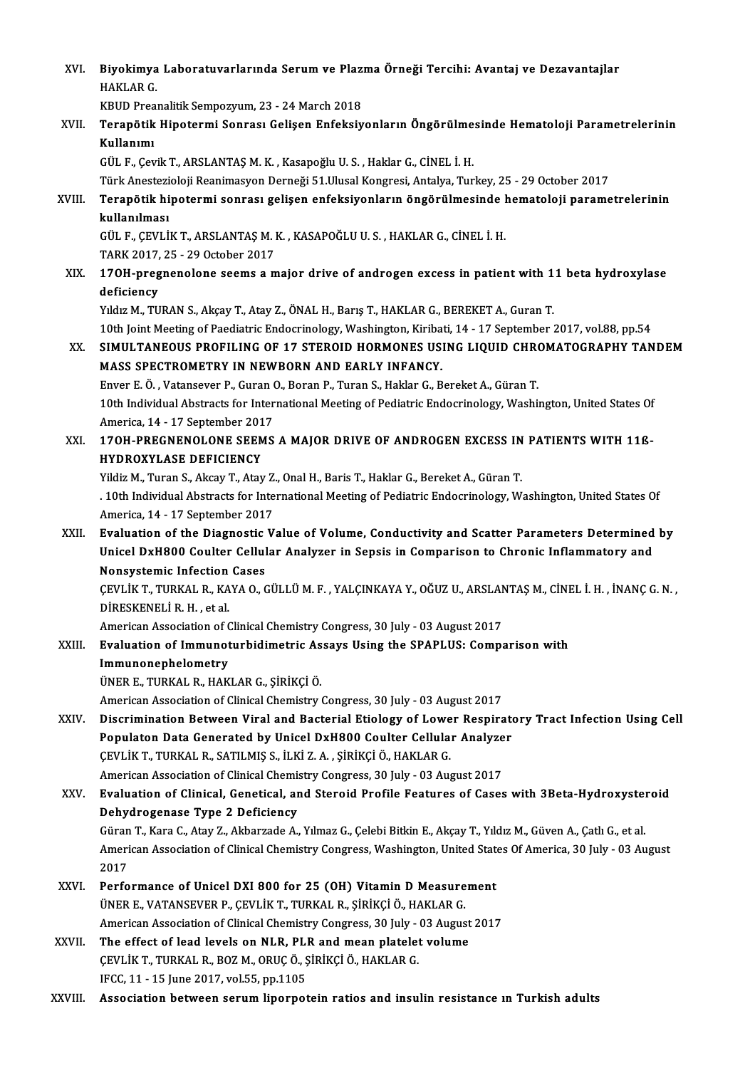XVI. **Biyokimya Laboratuvarlarında Serum ve Plazma Örneği Tercihi: Avantaj ve Dezavantajlar**
HAKLAR G.
KBUD Preanalitik Sempozyum, 23 - 24 March 2018

XVII. **Terapötik Hipotermi Sonrası Gelişen Enfeksiyonların Öngörülmesinde Hematoloji Parametrelerinin Kullanımı**
GÜL F., Çevik T., ARSLANTAŞ M. K. , Kasapoğlu U. S. , Haklar G., CİNEL İ. H.
Türk Anestezioloji Reanimasyon Derneği 51.Ulusal Kongresi, Antalya, Turkey, 25 - 29 October 2017

XVIII. **Terapötik hipotermi sonrası gelişen enfeksiyonların öngörülmesinde hematoloji parametrelerinin kullanılması**
GÜL F., ÇEVLİK T., ARSLANTAŞ M. K. , KASAPOĞLU U. S. , HAKLAR G., CİNEL İ. H.
TARK 2017, 25 - 29 October 2017

XIX. **17OH-pregnenolone seems a major drive of androgen excess in patient with 11 beta hydroxylase deficiency**
Yıldız M., TURAN S., Akçay T., Atay Z., ÖNAL H., Barış T., HAKLAR G., BEREKET A., Guran T.
10th Joint Meeting of Paediatric Endocrinology, Washington, Kiribati, 14 - 17 September 2017, vol.88, pp.54

XX. **SIMULTANEOUS PROFILING OF 17 STEROID HORMONES USING LIQUID CHROMATOGRAPHY TANDEM MASS SPECTROMETRY IN NEWBORN AND EARLY INFANCY.**
Enver E. Ö. , Vatansever P., Guran O., Boran P., Turan S., Haklar G., Bereket A., Güran T.
10th Individual Abstracts for International Meeting of Pediatric Endocrinology, Washington, United States Of America, 14 - 17 September 2017

XXI. **17OH-PREGNENOLONE SEEMS A MAJOR DRIVE OF ANDROGEN EXCESS IN PATIENTS WITH 11ß-HYDROXYLASE DEFICIENCY**
Yildiz M., Turan S., Akcay T., Atay Z., Onal H., Baris T., Haklar G., Bereket A., Güran T.
. 10th Individual Abstracts for International Meeting of Pediatric Endocrinology, Washington, United States Of America, 14 - 17 September 2017

XXII. **Evaluation of the Diagnostic Value of Volume, Conductivity and Scatter Parameters Determined by Unicel DxH800 Coulter Cellular Analyzer in Sepsis in Comparison to Chronic Inflammatory and Nonsystemic Infection Cases**
ÇEVLİK T., TURKAL R., KAYA O., GÜLLÜ M. F. , YALÇINKAYA Y., OĞUZ U., ARSLANTAŞ M., CİNEL İ. H. , İNANÇ G. N. , DİRESKENELİ R. H. , et al.
American Association of Clinical Chemistry Congress, 30 July - 03 August 2017

XXIII. **Evaluation of Immunoturbidimetric Assays Using the SPAPLUS: Comparison with Immunonephelometry**
ÜNER E., TURKAL R., HAKLAR G., ŞİRİKÇİ Ö.
American Association of Clinical Chemistry Congress, 30 July - 03 August 2017

XXIV. **Discrimination Between Viral and Bacterial Etiology of Lower Respiratory Tract Infection Using Cell Populaton Data Generated by Unicel DxH800 Coulter Cellular Analyzer**
ÇEVLİK T., TURKAL R., SATILMIŞ S., İLKİ Z. A. , ŞİRİKÇİ Ö., HAKLAR G.
American Association of Clinical Chemistry Congress, 30 July - 03 August 2017

XXV. **Evaluation of Clinical, Genetical, and Steroid Profile Features of Cases with 3Beta-Hydroxysteroid Dehydrogenase Type 2 Deficiency**
Güran T., Kara C., Atay Z., Akbarzade A., Yılmaz G., Çelebi Bitkin E., Akçay T., Yıldız M., Güven A., Çatlı G., et al.
American Association of Clinical Chemistry Congress, Washington, United States Of America, 30 July - 03 August 2017

XXVI. **Performance of Unicel DXI 800 for 25 (OH) Vitamin D Measurement**
ÜNER E., VATANSEVER P., ÇEVLİK T., TURKAL R., ŞİRİKÇİ Ö., HAKLAR G.
American Association of Clinical Chemistry Congress, 30 July - 03 August 2017

XXVII. **The effect of lead levels on NLR, PLR and mean platelet volume**
ÇEVLİK T., TURKAL R., BOZ M., ORUÇ Ö., ŞİRİKÇİ Ö., HAKLAR G.
IFCC, 11 - 15 June 2017, vol.55, pp.1105

XXVIII. **Association between serum liporpotein ratios and insulin resistance ın Turkish adults**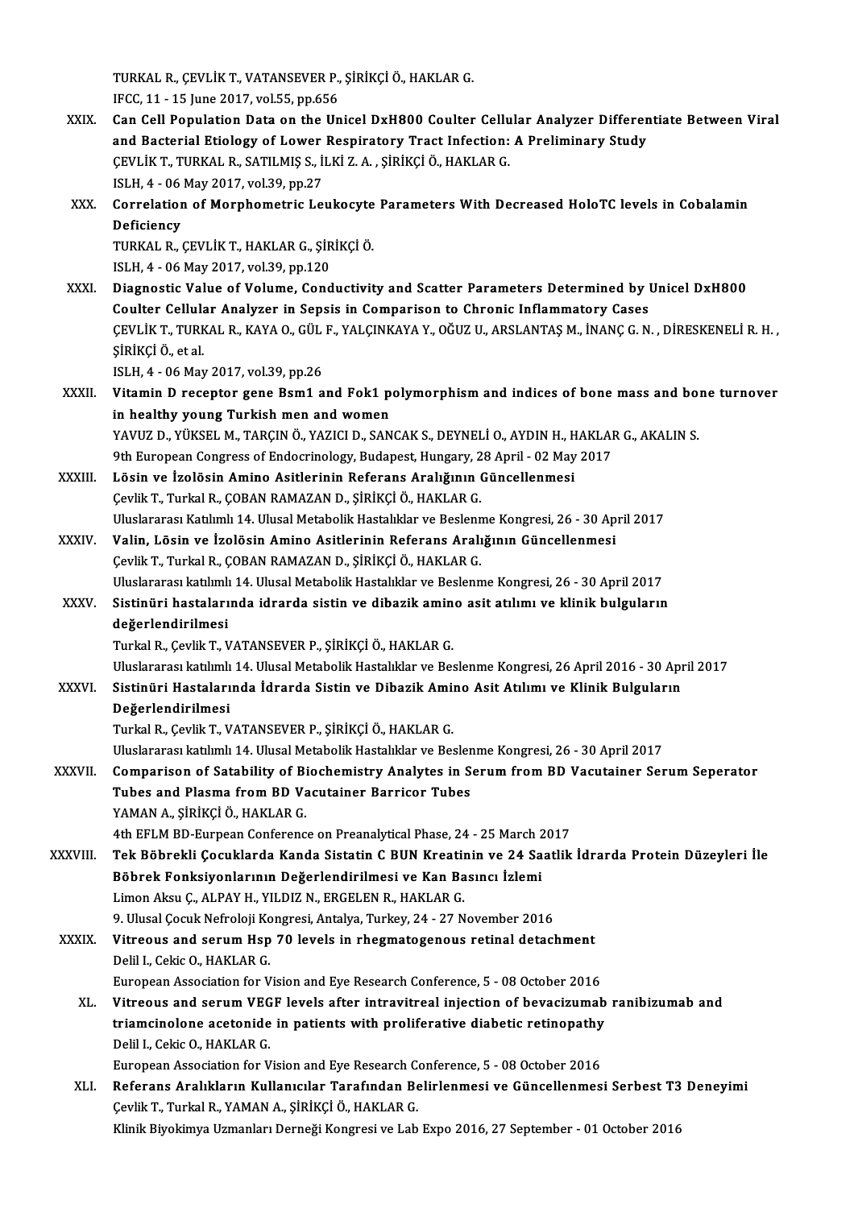TURKAL R., ÇEVLİK T., VATANSEVER P., ŞİRİKÇİ Ö., HAKLAR G.
IFCC, 11 - 15 June 2017, vol.55, pp.656

XXIX. **Can Cell Population Data on the Unicel DxH800 Coulter Cellular Analyzer Differentiate Between Viral and Bacterial Etiology of Lower Respiratory Tract Infection: A Preliminary Study**
ÇEVLİK T., TURKAL R., SATILMIŞ S., İLKİ Z. A. , ŞİRİKÇİ Ö., HAKLAR G.
ISLH, 4 - 06 May 2017, vol.39, pp.27

XXX. **Correlation of Morphometric Leukocyte Parameters With Decreased HoloTC levels in Cobalamin Deficiency**
TURKAL R., ÇEVLİK T., HAKLAR G., ŞİRİKÇİ Ö.
ISLH, 4 - 06 May 2017, vol.39, pp.120

XXXI. **Diagnostic Value of Volume, Conductivity and Scatter Parameters Determined by Unicel DxH800 Coulter Cellular Analyzer in Sepsis in Comparison to Chronic Inflammatory Cases**
ÇEVLİK T., TURKAL R., KAYA O., GÜL F., YALÇINKAYA Y., OĞUZ U., ARSLANTAŞ M., İNANÇ G. N. , DİRESKENELİ R. H. , ŞİRİKÇİ Ö., et al.
ISLH, 4 - 06 May 2017, vol.39, pp.26

XXXII. **Vitamin D receptor gene Bsm1 and Fok1 polymorphism and indices of bone mass and bone turnover in healthy young Turkish men and women**
YAVUZ D., YÜKSEL M., TARÇIN Ö., YAZICI D., SANCAK S., DEYNELİ O., AYDIN H., HAKLAR G., AKALIN S.
9th European Congress of Endocrinology, Budapest, Hungary, 28 April - 02 May 2017

XXXIII. **Lösin ve İzolösin Amino Asitlerinin Referans Aralığının Güncellenmesi**
Çevlik T., Turkal R., ÇOBAN RAMAZAN D., ŞİRİKÇİ Ö., HAKLAR G.
Uluslararası Katılımlı 14. Ulusal Metabolik Hastalıklar ve Beslenme Kongresi, 26 - 30 April 2017

XXXIV. **Valin, Lösin ve İzolösin Amino Asitlerinin Referans Aralığının Güncellenmesi**
Çevlik T., Turkal R., ÇOBAN RAMAZAN D., ŞİRİKÇİ Ö., HAKLAR G.
Uluslararası katılımlı 14. Ulusal Metabolik Hastalıklar ve Beslenme Kongresi, 26 - 30 April 2017

XXXV. **Sistinüri hastalarında idrarda sistin ve dibazik amino asit atılımı ve klinik bulguların değerlendirilmesi**
Turkal R., Çevlik T., VATANSEVER P., ŞİRİKÇİ Ö., HAKLAR G.
Uluslararası katılımlı 14. Ulusal Metabolik Hastalıklar ve Beslenme Kongresi, 26 April 2016 - 30 April 2017

XXXVI. **Sistinüri Hastalarında İdrarda Sistin ve Dibazik Amino Asit Atılımı ve Klinik Bulguların Değerlendirilmesi**
Turkal R., Çevlik T., VATANSEVER P., ŞİRİKÇİ Ö., HAKLAR G.
Uluslararası katılımlı 14. Ulusal Metabolik Hastalıklar ve Beslenme Kongresi, 26 - 30 April 2017

XXXVII. **Comparison of Satability of Biochemistry Analytes in Serum from BD Vacutainer Serum Seperator Tubes and Plasma from BD Vacutainer Barricor Tubes**
YAMAN A., ŞİRİKÇİ Ö., HAKLAR G.
4th EFLM BD-Eurpean Conference on Preanalytical Phase, 24 - 25 March 2017

XXXVIII. **Tek Böbrekli Çocuklarda Kanda Sistatin C BUN Kreatinin ve 24 Saatlik İdrarda Protein Düzeyleri İle Böbrek Fonksiyonlarının Değerlendirilmesi ve Kan Basıncı İzlemi**
Limon Aksu Ç., ALPAY H., YILDIZ N., ERGELEN R., HAKLAR G.
9. Ulusal Çocuk Nefroloji Kongresi, Antalya, Turkey, 24 - 27 November 2016

XXXIX. **Vitreous and serum Hsp 70 levels in rhegmatogenous retinal detachment**
Delil I., Cekic O., HAKLAR G.
European Association for Vision and Eye Research Conference, 5 - 08 October 2016

XL. **Vitreous and serum VEGF levels after intravitreal injection of bevacizumab ranibizumab and triamcinolone acetonide in patients with proliferative diabetic retinopathy**
Delil I., Cekic O., HAKLAR G.
European Association for Vision and Eye Research Conference, 5 - 08 October 2016

XLI. **Referans Aralıkların Kullanıcılar Tarafından Belirlenmesi ve Güncellenmesi Serbest T3 Deneyimi**
Çevlik T., Turkal R., YAMAN A., ŞİRİKÇİ Ö., HAKLAR G.
Klinik Biyokimya Uzmanları Derneği Kongresi ve Lab Expo 2016, 27 September - 01 October 2016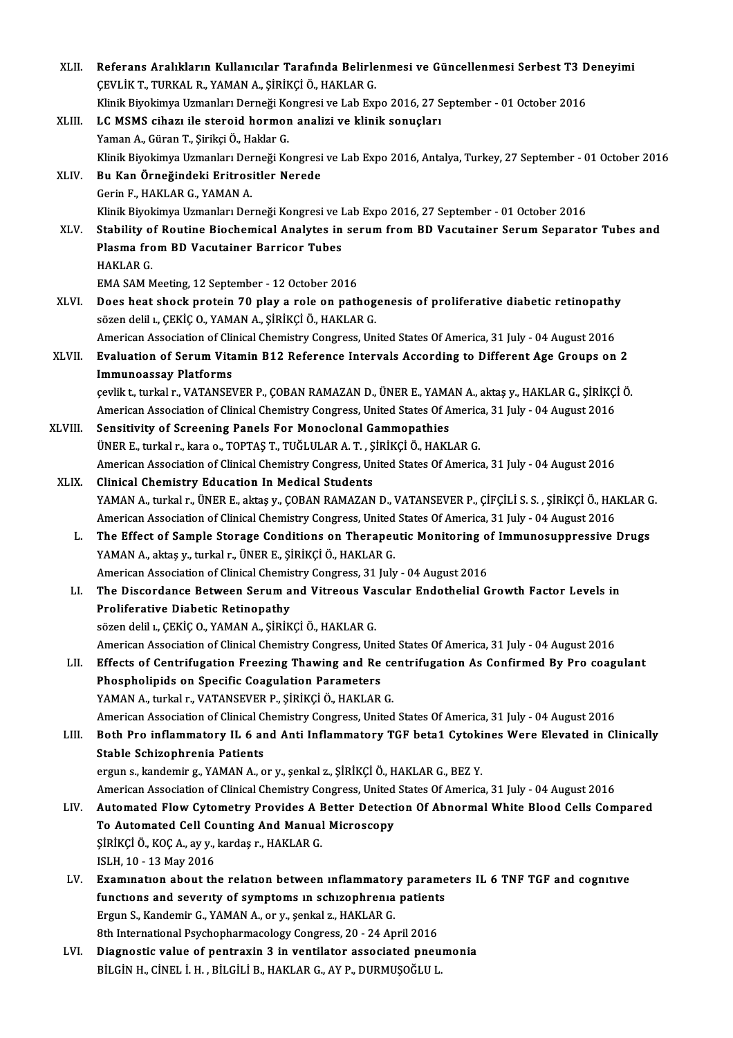XLII. **Referans Aralıkların Kullanıcılar Tarafında Belirlenmesi ve Güncellenmesi Serbest T3 Deneyimi**
ÇEVLİK T., TURKAL R., YAMAN A., ŞİRİKÇİ Ö., HAKLAR G.
Klinik Biyokimya Uzmanları Derneği Kongresi ve Lab Expo 2016, 27 September - 01 October 2016

XLIII. **LC MSMS cihazı ile steroid hormon analizi ve klinik sonuçları**
Yaman A., Güran T., Şirikçi Ö., Haklar G.
Klinik Biyokimya Uzmanları Derneği Kongresi ve Lab Expo 2016, Antalya, Turkey, 27 September - 01 October 2016

XLIV. **Bu Kan Örneğindeki Eritrositler Nerede**
Gerin F., HAKLAR G., YAMAN A.
Klinik Biyokimya Uzmanları Derneği Kongresi ve Lab Expo 2016, 27 September - 01 October 2016

XLV. **Stability of Routine Biochemical Analytes in serum from BD Vacutainer Serum Separator Tubes and Plasma from BD Vacutainer Barricor Tubes**
HAKLAR G.
EMA SAM Meeting, 12 September - 12 October 2016

XLVI. **Does heat shock protein 70 play a role on pathogenesis of proliferative diabetic retinopathy**
sözen delil ı., ÇEKİÇ O., YAMAN A., ŞİRİKÇİ Ö., HAKLAR G.
American Association of Clinical Chemistry Congress, United States Of America, 31 July - 04 August 2016

XLVII. **Evaluation of Serum Vitamin B12 Reference Intervals According to Different Age Groups on 2 Immunoassay Platforms**
çevlik t., turkal r., VATANSEVER P., ÇOBAN RAMAZAN D., ÜNER E., YAMAN A., aktaş y., HAKLAR G., ŞİRİKÇİ Ö.
American Association of Clinical Chemistry Congress, United States Of America, 31 July - 04 August 2016

XLVIII. **Sensitivity of Screening Panels For Monoclonal Gammopathies**
ÜNER E., turkal r., kara o., TOPTAŞ T., TUĞLULAR A. T. , ŞİRİKÇİ Ö., HAKLAR G.
American Association of Clinical Chemistry Congress, United States Of America, 31 July - 04 August 2016

XLIX. **Clinical Chemistry Education In Medical Students**
YAMAN A., turkal r., ÜNER E., aktaş y., ÇOBAN RAMAZAN D., VATANSEVER P., ÇİFÇİLİ S. S. , ŞİRİKÇİ Ö., HAKLAR G.
American Association of Clinical Chemistry Congress, United States Of America, 31 July - 04 August 2016

L. **The Effect of Sample Storage Conditions on Therapeutic Monitoring of Immunosuppressive Drugs**
YAMAN A., aktaş y., turkal r., ÜNER E., ŞİRİKÇİ Ö., HAKLAR G.
American Association of Clinical Chemistry Congress, 31 July - 04 August 2016

LI. **The Discordance Between Serum and Vitreous Vascular Endothelial Growth Factor Levels in Proliferative Diabetic Retinopathy**
sözen delil ı., ÇEKİÇ O., YAMAN A., ŞİRİKÇİ Ö., HAKLAR G.
American Association of Clinical Chemistry Congress, United States Of America, 31 July - 04 August 2016

LII. **Effects of Centrifugation Freezing Thawing and Re centrifugation As Confirmed By Pro coagulant Phospholipids on Specific Coagulation Parameters**
YAMAN A., turkal r., VATANSEVER P., ŞİRİKÇİ Ö., HAKLAR G.
American Association of Clinical Chemistry Congress, United States Of America, 31 July - 04 August 2016

LIII. **Both Pro inflammatory IL 6 and Anti Inflammatory TGF beta1 Cytokines Were Elevated in Clinically Stable Schizophrenia Patients**
ergun s., kandemir g., YAMAN A., or y., şenkal z., ŞİRİKÇİ Ö., HAKLAR G., BEZ Y.
American Association of Clinical Chemistry Congress, United States Of America, 31 July - 04 August 2016

LIV. **Automated Flow Cytometry Provides A Better Detection Of Abnormal White Blood Cells Compared To Automated Cell Counting And Manual Microscopy**
ŞİRİKÇİ Ö., KOÇ A., ay y., kardaş r., HAKLAR G.
ISLH, 10 - 13 May 2016

LV. **Examınatıon about the relatıon between ınflammatory parameters IL 6 TNF TGF and cognıtıve functıons and severıty of symptoms ın schızophrenıa patients**
Ergun S., Kandemir G., YAMAN A., or y., şenkal z., HAKLAR G.
8th International Psychopharmacology Congress, 20 - 24 April 2016

LVI. **Diagnostic value of pentraxin 3 in ventilator associated pneumonia**
BİLGİN H., CİNEL İ. H. , BİLGİLİ B., HAKLAR G., AY P., DURMUŞOĞLU L.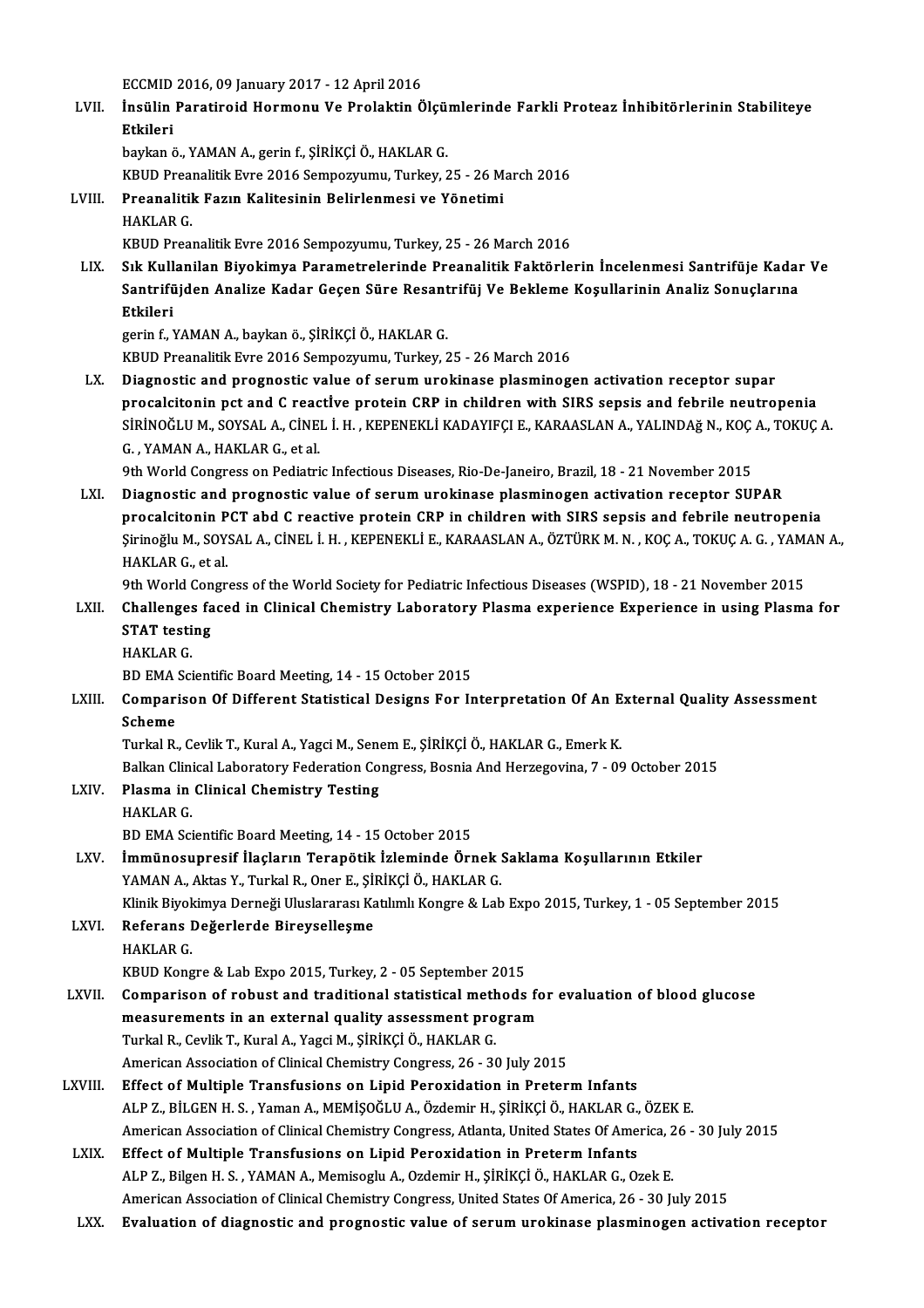ECCMID 2016, 09 January 2017 - 12 April 2016

LVII. **İnsülin Paratiroid Hormonu Ve Prolaktin Ölçümlerinde Farkli Proteaz İnhibitörlerinin Stabiliteye Etkileri**
baykan ö., YAMAN A., gerin f., ŞİRİKÇİ Ö., HAKLAR G.
KBUD Preanalitik Evre 2016 Sempozyumu, Turkey, 25 - 26 March 2016

LVIII. **Preanalitik Fazın Kalitesinin Belirlenmesi ve Yönetimi**
HAKLAR G.
KBUD Preanalitik Evre 2016 Sempozyumu, Turkey, 25 - 26 March 2016

LIX. **Sık Kullanilan Biyokimya Parametrelerinde Preanalitik Faktörlerin İncelenmesi Santrifüje Kadar Ve Santrifüjden Analize Kadar Geçen Süre Resantrifüj Ve Bekleme Koşullarinin Analiz Sonuçlarına Etkileri**
gerin f., YAMAN A., baykan ö., ŞİRİKÇİ Ö., HAKLAR G.
KBUD Preanalitik Evre 2016 Sempozyumu, Turkey, 25 - 26 March 2016

LX. **Diagnostic and prognostic value of serum urokinase plasminogen activation receptor supar procalcitonin pct and C reactİve protein CRP in children with SIRS sepsis and febrile neutropenia**
SİRİNOĞLU M., SOYSAL A., CİNEL İ. H. , KEPENEKLİ KADAYIFÇI E., KARAASLAN A., YALINDAğ N., KOÇ A., TOKUÇ A. G. , YAMAN A., HAKLAR G., et al.
9th World Congress on Pediatric Infectious Diseases, Rio-De-Janeiro, Brazil, 18 - 21 November 2015

LXI. **Diagnostic and prognostic value of serum urokinase plasminogen activation receptor SUPAR procalcitonin PCT abd C reactive protein CRP in children with SIRS sepsis and febrile neutropenia**
Şirinoğlu M., SOYSAL A., CİNEL İ. H. , KEPENEKLİ E., KARAASLAN A., ÖZTÜRK M. N. , KOÇ A., TOKUÇ A. G. , YAMAN A., HAKLAR G., et al.
9th World Congress of the World Society for Pediatric Infectious Diseases (WSPID), 18 - 21 November 2015

LXII. **Challenges faced in Clinical Chemistry Laboratory Plasma experience Experience in using Plasma for STAT testing**
HAKLAR G.
BD EMA Scientific Board Meeting, 14 - 15 October 2015

LXIII. **Comparison Of Different Statistical Designs For Interpretation Of An External Quality Assessment Scheme**
Turkal R., Cevlik T., Kural A., Yagci M., Senem E., ŞİRİKÇİ Ö., HAKLAR G., Emerk K.
Balkan Clinical Laboratory Federation Congress, Bosnia And Herzegovina, 7 - 09 October 2015

LXIV. **Plasma in Clinical Chemistry Testing**
HAKLAR G.
BD EMA Scientific Board Meeting, 14 - 15 October 2015

LXV. **İmmünosupresif İlaçların Terapötik İzleminde Örnek Saklama Koşullarının Etkiler**
YAMAN A., Aktas Y., Turkal R., Oner E., ŞİRİKÇİ Ö., HAKLAR G.
Klinik Biyokimya Derneği Uluslararası Katılımlı Kongre & Lab Expo 2015, Turkey, 1 - 05 September 2015

LXVI. **Referans Değerlerde Bireyselleşme**
HAKLAR G.
KBUD Kongre & Lab Expo 2015, Turkey, 2 - 05 September 2015

LXVII. **Comparison of robust and traditional statistical methods for evaluation of blood glucose measurements in an external quality assessment program**
Turkal R., Cevlik T., Kural A., Yagci M., ŞİRİKÇİ Ö., HAKLAR G.
American Association of Clinical Chemistry Congress, 26 - 30 July 2015

LXVIII. **Effect of Multiple Transfusions on Lipid Peroxidation in Preterm Infants**
ALP Z., BİLGEN H. S. , Yaman A., MEMİŞOĞLU A., Özdemir H., ŞİRİKÇİ Ö., HAKLAR G., ÖZEK E.
American Association of Clinical Chemistry Congress, Atlanta, United States Of America, 26 - 30 July 2015

LXIX. **Effect of Multiple Transfusions on Lipid Peroxidation in Preterm Infants**
ALP Z., Bilgen H. S. , YAMAN A., Memisoglu A., Ozdemir H., ŞİRİKÇİ Ö., HAKLAR G., Ozek E.
American Association of Clinical Chemistry Congress, United States Of America, 26 - 30 July 2015

LXX. **Evaluation of diagnostic and prognostic value of serum urokinase plasminogen activation receptor**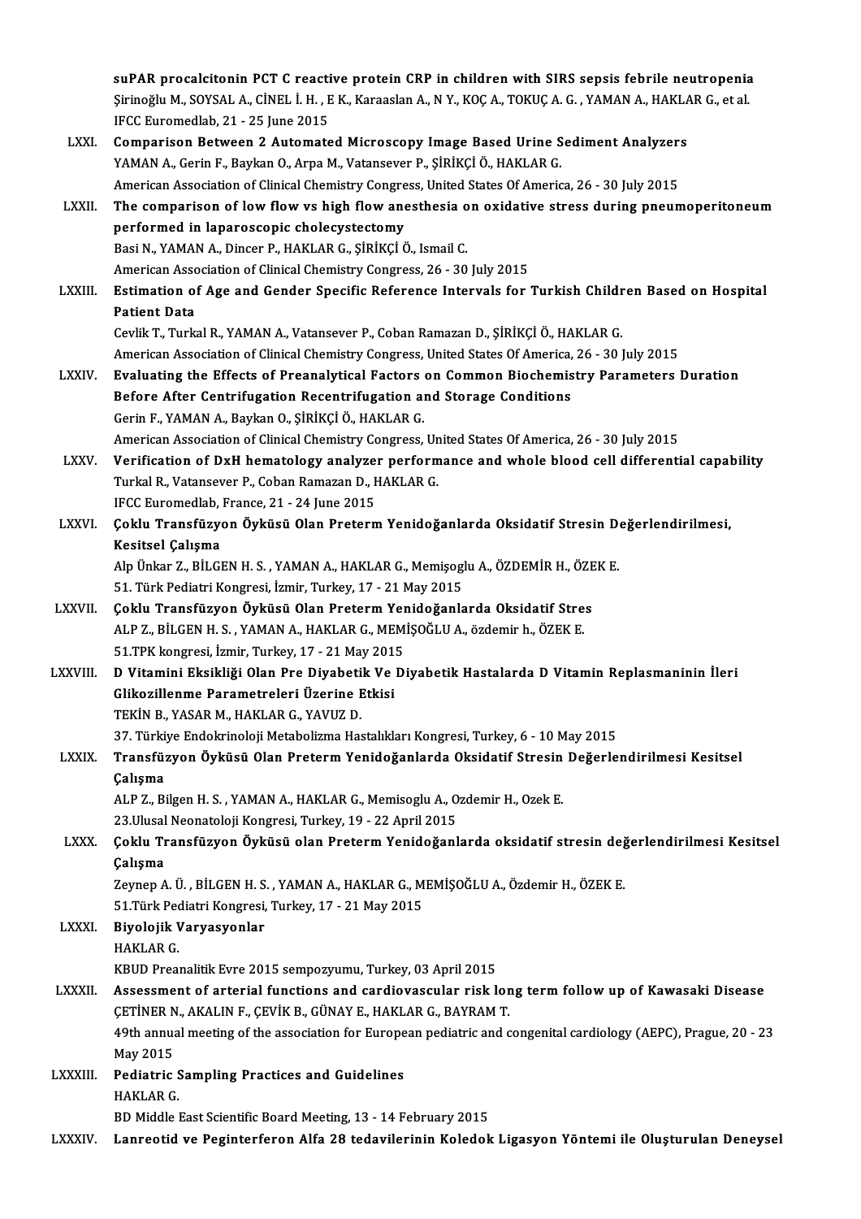suPAR procalcitonin PCT C reactive protein CRP in children with SIRS sepsis febrile neutropenia
Şirinoğlu M., SOYSAL A., CİNEL İ. H. , E K., Karaaslan A., N Y., KOÇ A., TOKUÇ A. G. , YAMAN A., HAKLAR G., et al.
IFCC Euromedlab, 21 - 25 June 2015

LXXI. **Comparison Between 2 Automated Microscopy Image Based Urine Sediment Analyzers**
YAMAN A., Gerin F., Baykan O., Arpa M., Vatansever P., ŞİRİKÇİ Ö., HAKLAR G.
American Association of Clinical Chemistry Congress, United States Of America, 26 - 30 July 2015

LXXII. **The comparison of low flow vs high flow anesthesia on oxidative stress during pneumoperitoneum performed in laparoscopic cholecystectomy**
Basi N., YAMAN A., Dincer P., HAKLAR G., ŞİRİKÇİ Ö., Ismail C.
American Association of Clinical Chemistry Congress, 26 - 30 July 2015

LXXIII. **Estimation of Age and Gender Specific Reference Intervals for Turkish Children Based on Hospital Patient Data**
Cevlik T., Turkal R., YAMAN A., Vatansever P., Coban Ramazan D., ŞİRİKÇİ Ö., HAKLAR G.
American Association of Clinical Chemistry Congress, United States Of America, 26 - 30 July 2015

LXXIV. **Evaluating the Effects of Preanalytical Factors on Common Biochemistry Parameters Duration Before After Centrifugation Recentrifugation and Storage Conditions**
Gerin F., YAMAN A., Baykan O., ŞİRİKÇİ Ö., HAKLAR G.
American Association of Clinical Chemistry Congress, United States Of America, 26 - 30 July 2015

LXXV. **Verification of DxH hematology analyzer performance and whole blood cell differential capability**
Turkal R., Vatansever P., Coban Ramazan D., HAKLAR G.
IFCC Euromedlab, France, 21 - 24 June 2015

LXXVI. **Çoklu Transfüzyon Öyküsü Olan Preterm Yenidoğanlarda Oksidatif Stresin Değerlendirilmesi, Kesitsel Çalışma**
Alp Ünkar Z., BİLGEN H. S. , YAMAN A., HAKLAR G., Memişoglu A., ÖZDEMİR H., ÖZEK E.
51. Türk Pediatri Kongresi, İzmir, Turkey, 17 - 21 May 2015

LXXVII. **Çoklu Transfüzyon Öyküsü Olan Preterm Yenidoğanlarda Oksidatif Stres**
ALP Z., BİLGEN H. S. , YAMAN A., HAKLAR G., MEMİŞOĞLU A., özdemir h., ÖZEK E.
51.TPK kongresi, İzmir, Turkey, 17 - 21 May 2015

LXXVIII. **D Vitamini Eksikliği Olan Pre Diyabetik Ve Diyabetik Hastalarda D Vitamin Replasmaninin İleri Glikozillenme Parametreleri Üzerine Etkisi**
TEKİN B., YASAR M., HAKLAR G., YAVUZ D.
37. Türkiye Endokrinoloji Metabolizma Hastalıkları Kongresi, Turkey, 6 - 10 May 2015

LXXIX. **Transfüzyon Öyküsü Olan Preterm Yenidoğanlarda Oksidatif Stresin Değerlendirilmesi Kesitsel Çalışma**
ALP Z., Bilgen H. S. , YAMAN A., HAKLAR G., Memisoglu A., Ozdemir H., Ozek E.
23.Ulusal Neonatoloji Kongresi, Turkey, 19 - 22 April 2015

LXXX. **Çoklu Transfüzyon Öyküsü olan Preterm Yenidoğanlarda oksidatif stresin değerlendirilmesi Kesitsel Çalışma**
Zeynep A. Ü. , BİLGEN H. S. , YAMAN A., HAKLAR G., MEMİŞOĞLU A., Özdemir H., ÖZEK E.
51.Türk Pediatri Kongresi, Turkey, 17 - 21 May 2015

LXXXI. **Biyolojik Varyasyonlar**
HAKLAR G.
KBUD Preanalitik Evre 2015 sempozyumu, Turkey, 03 April 2015

LXXXII. **Assessment of arterial functions and cardiovascular risk long term follow up of Kawasaki Disease**
ÇETİNER N., AKALIN F., ÇEVİK B., GÜNAY E., HAKLAR G., BAYRAM T.
49th annual meeting of the association for European pediatric and congenital cardiology (AEPC), Prague, 20 - 23 May 2015

LXXXIII. **Pediatric Sampling Practices and Guidelines**
HAKLAR G.
BD Middle East Scientific Board Meeting, 13 - 14 February 2015

LXXXIV. **Lanreotid ve Peginterferon Alfa 28 tedavilerinin Koledok Ligasyon Yöntemi ile Oluşturulan Deneysel**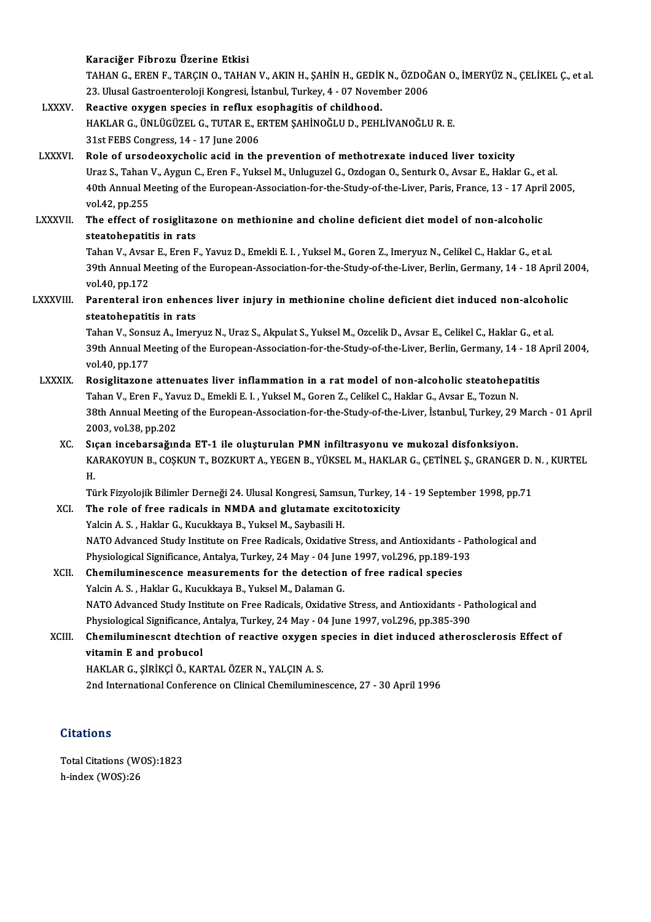Karaciğer Fibrozu Üzerine Etkisi
TAHAN G., EREN F., TARÇIN O., TAHAN V., AKIN H., ŞAHİN H., GEDİK N., ÖZDOĞAN O., İMERYÜZ N., ÇELİKEL Ç., et al.
23. Ulusal Gastroenteroloji Kongresi, İstanbul, Turkey, 4 - 07 November 2006

LXXXV. **Reactive oxygen species in reflux esophagitis of childhood.**
HAKLAR G., ÜNLÜGÜZEL G., TUTAR E., ERTEM ŞAHİNOĞLU D., PEHLİVANOĞLU R. E.
31st FEBS Congress, 14 - 17 June 2006

LXXXVI. **Role of ursodeoxycholic acid in the prevention of methotrexate induced liver toxicity**
Uraz S., Tahan V., Aygun C., Eren F., Yuksel M., Unluguzel G., Ozdogan O., Senturk O., Avsar E., Haklar G., et al.
40th Annual Meeting of the European-Association-for-the-Study-of-the-Liver, Paris, France, 13 - 17 April 2005, vol.42, pp.255

LXXXVII. **The effect of rosiglitazone on methionine and choline deficient diet model of non-alcoholic steatohepatitis in rats**
Tahan V., Avsar E., Eren F., Yavuz D., Emekli E. I. , Yuksel M., Goren Z., Imeryuz N., Celikel C., Haklar G., et al.
39th Annual Meeting of the European-Association-for-the-Study-of-the-Liver, Berlin, Germany, 14 - 18 April 2004, vol.40, pp.172

LXXXVIII. **Parenteral iron enhences liver injury in methionine choline deficient diet induced non-alcoholic steatohepatitis in rats**
Tahan V., Sonsuz A., Imeryuz N., Uraz S., Akpulat S., Yuksel M., Ozcelik D., Avsar E., Celikel C., Haklar G., et al.
39th Annual Meeting of the European-Association-for-the-Study-of-the-Liver, Berlin, Germany, 14 - 18 April 2004, vol.40, pp.177

LXXXIX. **Rosiglitazone attenuates liver inflammation in a rat model of non-alcoholic steatohepatitis**
Tahan V., Eren F., Yavuz D., Emekli E. I. , Yuksel M., Goren Z., Celikel C., Haklar G., Avsar E., Tozun N.
38th Annual Meeting of the European-Association-for-the-Study-of-the-Liver, İstanbul, Turkey, 29 March - 01 April 2003, vol.38, pp.202

XC. **Sıçan incebarsağında ET-1 ile oluşturulan PMN infiltrasyonu ve mukozal disfonksiyon.**
KARAKOYUN B., COŞKUN T., BOZKURT A., YEGEN B., YÜKSEL M., HAKLAR G., ÇETİNEL Ş., GRANGER D. N. , KURTEL H.
Türk Fizyolojik Bilimler Derneği 24. Ulusal Kongresi, Samsun, Turkey, 14 - 19 September 1998, pp.71

XCI. **The role of free radicals in NMDA and glutamate excitotoxicity**
Yalcin A. S. , Haklar G., Kucukkaya B., Yuksel M., Saybasili H.
NATO Advanced Study Institute on Free Radicals, Oxidative Stress, and Antioxidants - Pathological and Physiological Significance, Antalya, Turkey, 24 May - 04 June 1997, vol.296, pp.189-193

XCII. **Chemiluminescence measurements for the detection of free radical species**
Yalcin A. S. , Haklar G., Kucukkaya B., Yuksel M., Dalaman G.
NATO Advanced Study Institute on Free Radicals, Oxidative Stress, and Antioxidants - Pathological and Physiological Significance, Antalya, Turkey, 24 May - 04 June 1997, vol.296, pp.385-390

XCIII. **Chemiluminescnt dtechtion of reactive oxygen species in diet induced atherosclerosis Effect of vitamin E and probucol**
HAKLAR G., ŞİRİKÇİ Ö., KARTAL ÖZER N., YALÇIN A. S.
2nd International Conference on Clinical Chemiluminescence, 27 - 30 April 1996

## Citations

Total Citations (WOS):1823
h-index (WOS):26